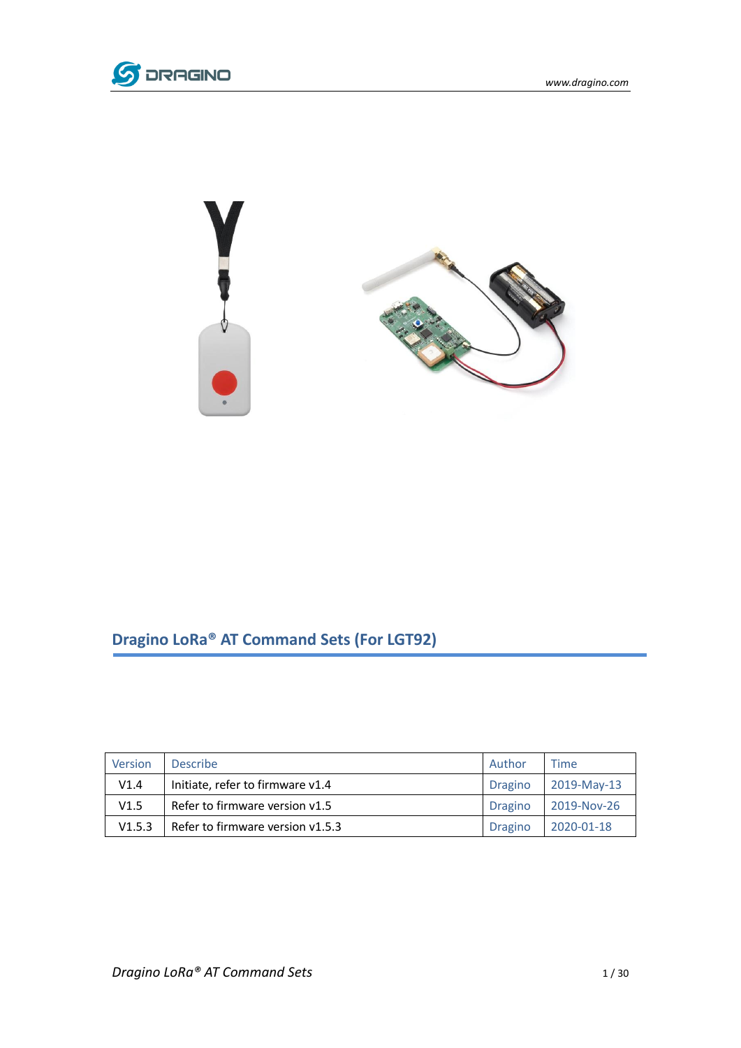# Dragino LoRa® AT Command Sets (For LGT92)

| Version | Describe | Author | Time |
|---|---|---|---|
| V1.4 | Initiate, refer to firmware v1.4 | Dragino | 2019-May-13 |
| V1.5 | Refer to firmware version v1.5 | Dragino | 2019-Nov-26 |
| V1.5.3 | Refer to firmware version v1.5.3 | Dragino | 2020-01-18 |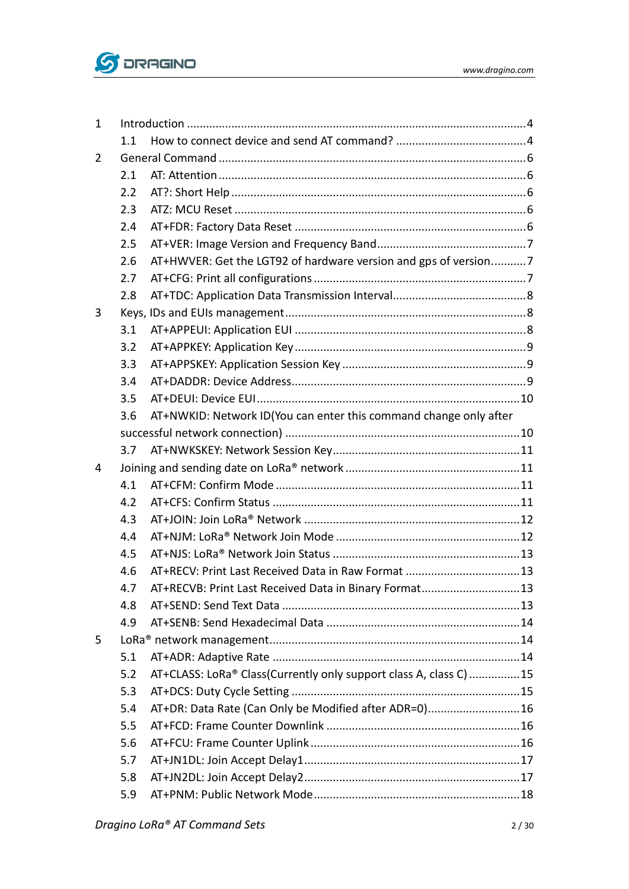1 Introduction ........................................................................................................4

1.1 How to connect device and send AT command? .........................................4

2 General Command ...............................................................................................6

2.1 AT: Attention ...............................................................................................6

2.2 AT?: Short Help ...........................................................................................6

2.3 ATZ: MCU Reset ..........................................................................................6

2.4 AT+FDR: Factory Data Reset ........................................................................6

2.5 AT+VER: Image Version and Frequency Band..............................................7

2.6 AT+HWVER: Get the LGT92 of hardware version and gps of version...........7

2.7 AT+CFG: Print all configurations ..................................................................7

2.8 AT+TDC: Application Data Transmission Interval..........................................8

3 Keys, IDs and EUIs management...........................................................................8

3.1 AT+APPEUI: Application EUI ........................................................................8

3.2 AT+APPKEY: Application Key ........................................................................9

3.3 AT+APPSKEY: Application Session Key ..........................................................9

3.4 AT+DADDR: Device Address.........................................................................9

3.5 AT+DEUI: Device EUI ..................................................................................10

3.6 AT+NWKID: Network ID(You can enter this command change only after successful network connection) .........................................................................10

3.7 AT+NWKSKEY: Network Session Key...........................................................11

4 Joining and sending date on LoRa® network .......................................................11

4.1 AT+CFM: Confirm Mode ............................................................................11

4.2 AT+CFS: Confirm Status .............................................................................11

4.3 AT+JOIN: Join LoRa® Network ....................................................................12

4.4 AT+NJM: LoRa® Network Join Mode ..........................................................12

4.5 AT+NJS: LoRa® Network Join Status ...........................................................13

4.6 AT+RECV: Print Last Received Data in Raw Format ....................................13

4.7 AT+RECVB: Print Last Received Data in Binary Format...............................13

4.8 AT+SEND: Send Text Data ..........................................................................13

4.9 AT+SENB: Send Hexadecimal Data .............................................................14

5 LoRa® network management.............................................................................14

5.1 AT+ADR: Adaptive Rate .............................................................................14

5.2 AT+CLASS: LoRa® Class(Currently only support class A, class C) ................15

5.3 AT+DCS: Duty Cycle Setting .......................................................................15

5.4 AT+DR: Data Rate (Can Only be Modified after ADR=0)............................16

5.5 AT+FCD: Frame Counter Downlink .............................................................16

5.6 AT+FCU: Frame Counter Uplink ..................................................................16

5.7 AT+JN1DL: Join Accept Delay1....................................................................17

5.8 AT+JN2DL: Join Accept Delay2....................................................................17

5.9 AT+PNM: Public Network Mode.................................................................18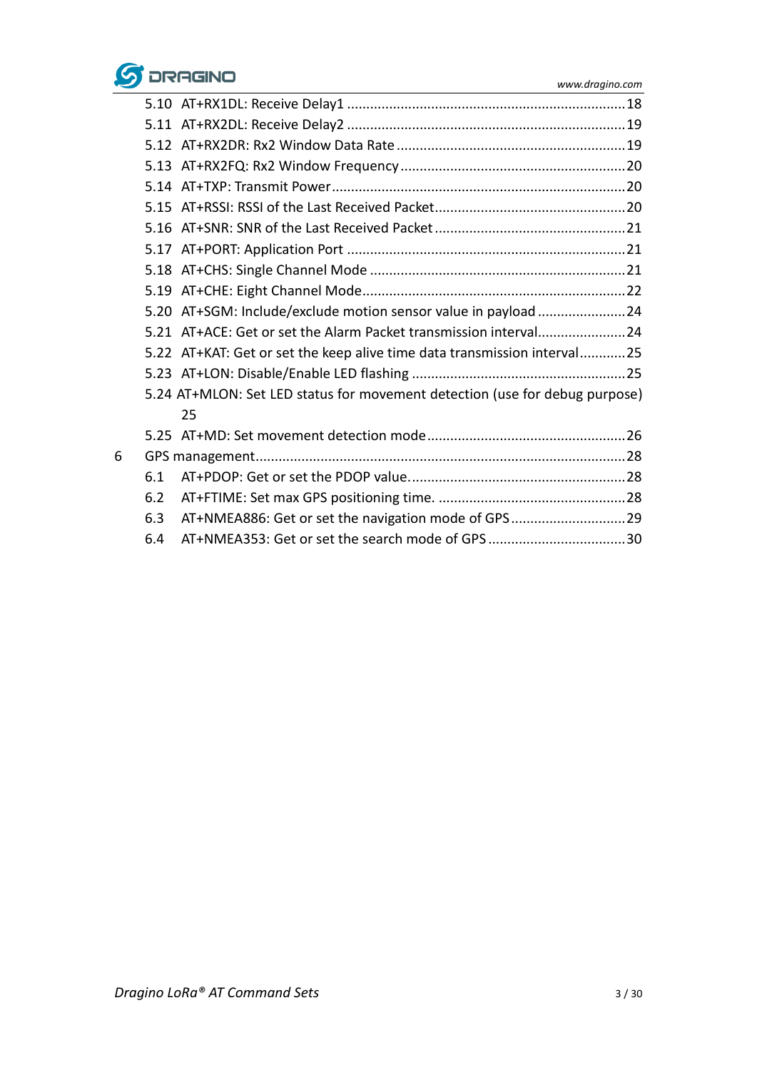5.10 AT+RX1DL: Receive Delay1 ........................................................................ 18
5.11 AT+RX2DL: Receive Delay2 ........................................................................ 19
5.12 AT+RX2DR: Rx2 Window Data Rate ........................................................... 19
5.13 AT+RX2FQ: Rx2 Window Frequency .......................................................... 20
5.14 AT+TXP: Transmit Power ............................................................................ 20
5.15 AT+RSSI: RSSI of the Last Received Packet ................................................. 20
5.16 AT+SNR: SNR of the Last Received Packet .................................................. 21
5.17 AT+PORT: Application Port ........................................................................ 21
5.18 AT+CHS: Single Channel Mode .................................................................. 21
5.19 AT+CHE: Eight Channel Mode.................................................................... 22
5.20 AT+SGM: Include/exclude motion sensor value in payload ....................... 24
5.21 AT+ACE: Get or set the Alarm Packet transmission interval....................... 24
5.22 AT+KAT: Get or set the keep alive time data transmission interval............ 25
5.23 AT+LON: Disable/Enable LED flashing ........................................................ 25
5.24 AT+MLON: Set LED status for movement detection (use for debug purpose) 25
5.25 AT+MD: Set movement detection mode .................................................... 26

6 GPS management................................................................................................ 28
6.1 AT+PDOP: Get or set the PDOP value. ....................................................... 28
6.2 AT+FTIME: Set max GPS positioning time. ................................................. 28
6.3 AT+NMEA886: Get or set the navigation mode of GPS ............................. 29
6.4 AT+NMEA353: Get or set the search mode of GPS .................................... 30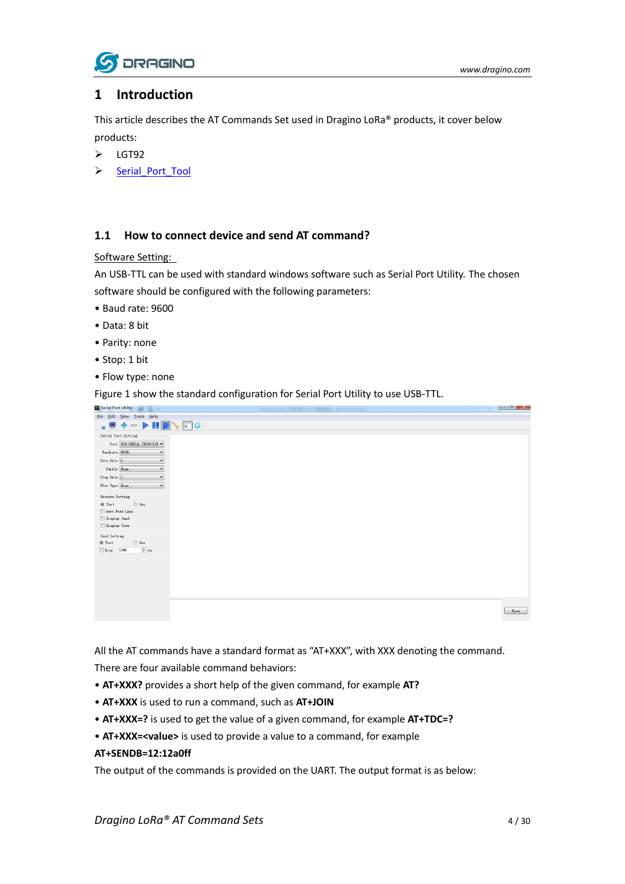# 1 Introduction

This article describes the AT Commands Set used in Dragino LoRa® products, it cover below products:

- LGT92
- Serial_Port_Tool

## 1.1 How to connect device and send AT command?

Software Setting:

An USB-TTL can be used with standard windows software such as Serial Port Utility. The chosen software should be configured with the following parameters:

- Baud rate: 9600
- Data: 8 bit
- Parity: none
- Stop: 1 bit
- Flow type: none

Figure 1 show the standard configuration for Serial Port Utility to use USB-TTL.

All the AT commands have a standard format as "AT+XXX", with XXX denoting the command. There are four available command behaviors:

- **AT+XXX?** provides a short help of the given command, for example **AT?**
- **AT+XXX** is used to run a command, such as **AT+JOIN**
- **AT+XXX=?** is used to get the value of a given command, for example **AT+TDC=?**
- **AT+XXX=<value>** is used to provide a value to a command, for example **AT+SENDB=12:12a0ff**

The output of the commands is provided on the UART. The output format is as below: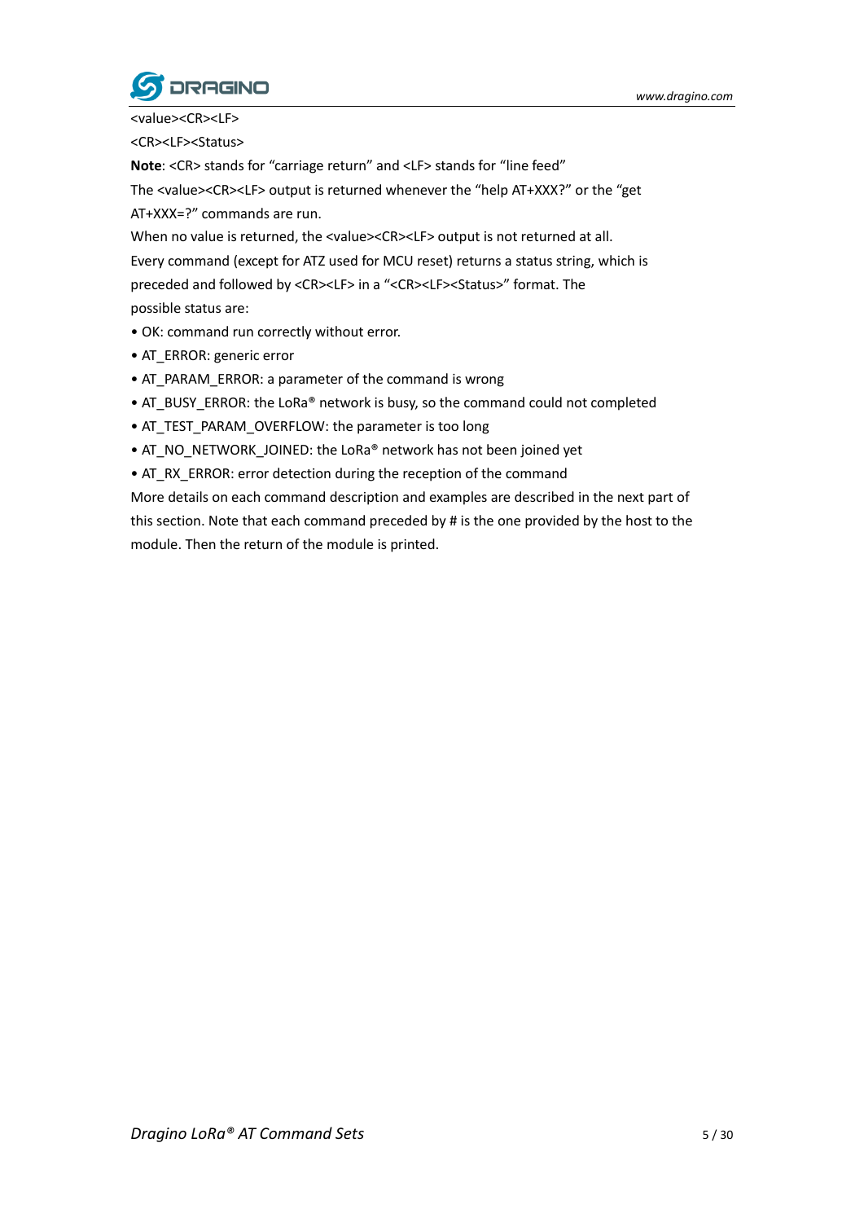<value><CR><LF>

<CR><LF><Status>

**Note**: <CR> stands for “carriage return” and <LF> stands for “line feed”

The <value><CR><LF> output is returned whenever the “help AT+XXX?” or the “get AT+XXX=?” commands are run.

When no value is returned, the <value><CR><LF> output is not returned at all.

Every command (except for ATZ used for MCU reset) returns a status string, which is preceded and followed by <CR><LF> in a “<CR><LF><Status>” format. The possible status are:

- OK: command run correctly without error.
- AT_ERROR: generic error
- AT_PARAM_ERROR: a parameter of the command is wrong
- AT_BUSY_ERROR: the LoRa® network is busy, so the command could not completed
- AT_TEST_PARAM_OVERFLOW: the parameter is too long
- AT_NO_NETWORK_JOINED: the LoRa® network has not been joined yet
- AT_RX_ERROR: error detection during the reception of the command

More details on each command description and examples are described in the next part of this section. Note that each command preceded by # is the one provided by the host to the module. Then the return of the module is printed.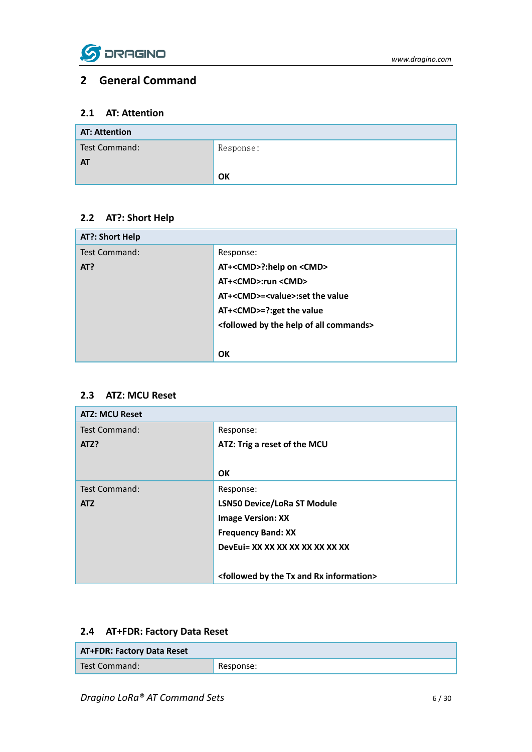## 2 General Command

### 2.1 AT: Attention

| AT: Attention | |
|---|---|
| Test Command:<br>**AT** | Response:<br><br>**OK** |

### 2.2 AT?: Short Help

| AT?: Short Help | |
|---|---|
| Test Command:<br>**AT?** | Response:<br>**AT+<CMD>?:help on <CMD>**<br>**AT+<CMD>:run <CMD>**<br>**AT+<CMD>=<value>:set the value**<br>**AT+<CMD>=?:get the value**<br>**<followed by the help of all commands>**<br><br>**OK** |

### 2.3 ATZ: MCU Reset

| ATZ: MCU Reset | |
|---|---|
| Test Command:<br>**ATZ?** | Response:<br>**ATZ: Trig a reset of the MCU**<br><br>**OK** |
| Test Command:<br>**ATZ** | Response:<br>**LSN50 Device/LoRa ST Module**<br>**Image Version: XX**<br>**Frequency Band: XX**<br>**DevEui= XX XX XX XX XX XX XX XX**<br><br>**<followed by the Tx and Rx information>** |

### 2.4 AT+FDR: Factory Data Reset

| AT+FDR: Factory Data Reset | |
|---|---|
| Test Command: | Response: |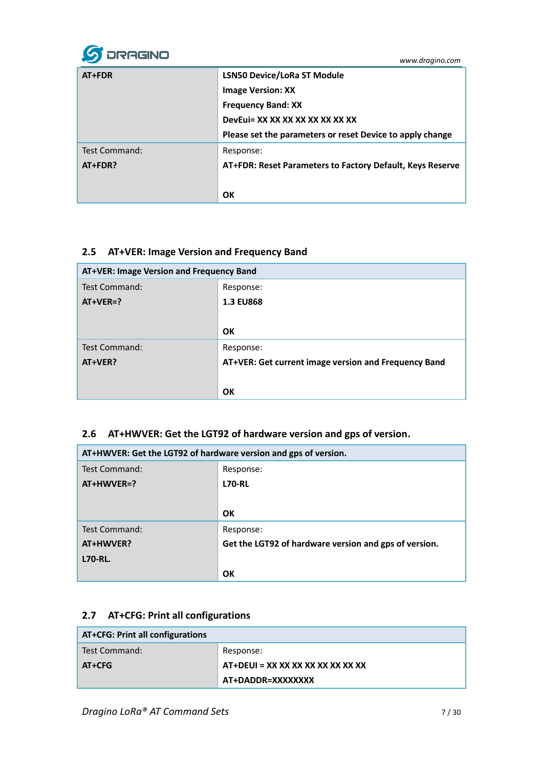| AT+FDR | LSN50 Device/LoRa ST Module<br>Image Version: XX<br>Frequency Band: XX<br>DevEui= XX XX XX XX XX XX XX XX<br>Please set the parameters or reset Device to apply change |
|---|---|
| Test Command:<br>**AT+FDR?** | Response:<br>**AT+FDR: Reset Parameters to Factory Default, Keys Reserve**<br><br>**OK** |

## 2.5 AT+VER: Image Version and Frequency Band

| AT+VER: Image Version and Frequency Band | |
|---|---|
| Test Command:<br>**AT+VER=?** | Response:<br>**1.3 EU868**<br><br>**OK** |
| Test Command:<br>**AT+VER?** | Response:<br>**AT+VER: Get current image version and Frequency Band**<br><br>**OK** |

## 2.6 AT+HWVER: Get the LGT92 of hardware version and gps of version.

| AT+HWVER: Get the LGT92 of hardware version and gps of version. | |
|---|---|
| Test Command:<br>**AT+HWVER=?** | Response:<br>**L70-RL**<br><br>**OK** |
| Test Command:<br>**AT+HWVER?**<br>**L70-RL.** | Response:<br>**Get the LGT92 of hardware version and gps of version.**<br><br>**OK** |

## 2.7 AT+CFG: Print all configurations

| AT+CFG: Print all configurations | |
|---|---|
| Test Command:<br>**AT+CFG** | Response:<br>**AT+DEUI = XX XX XX XX XX XX XX XX**<br>**AT+DADDR=XXXXXXXX** |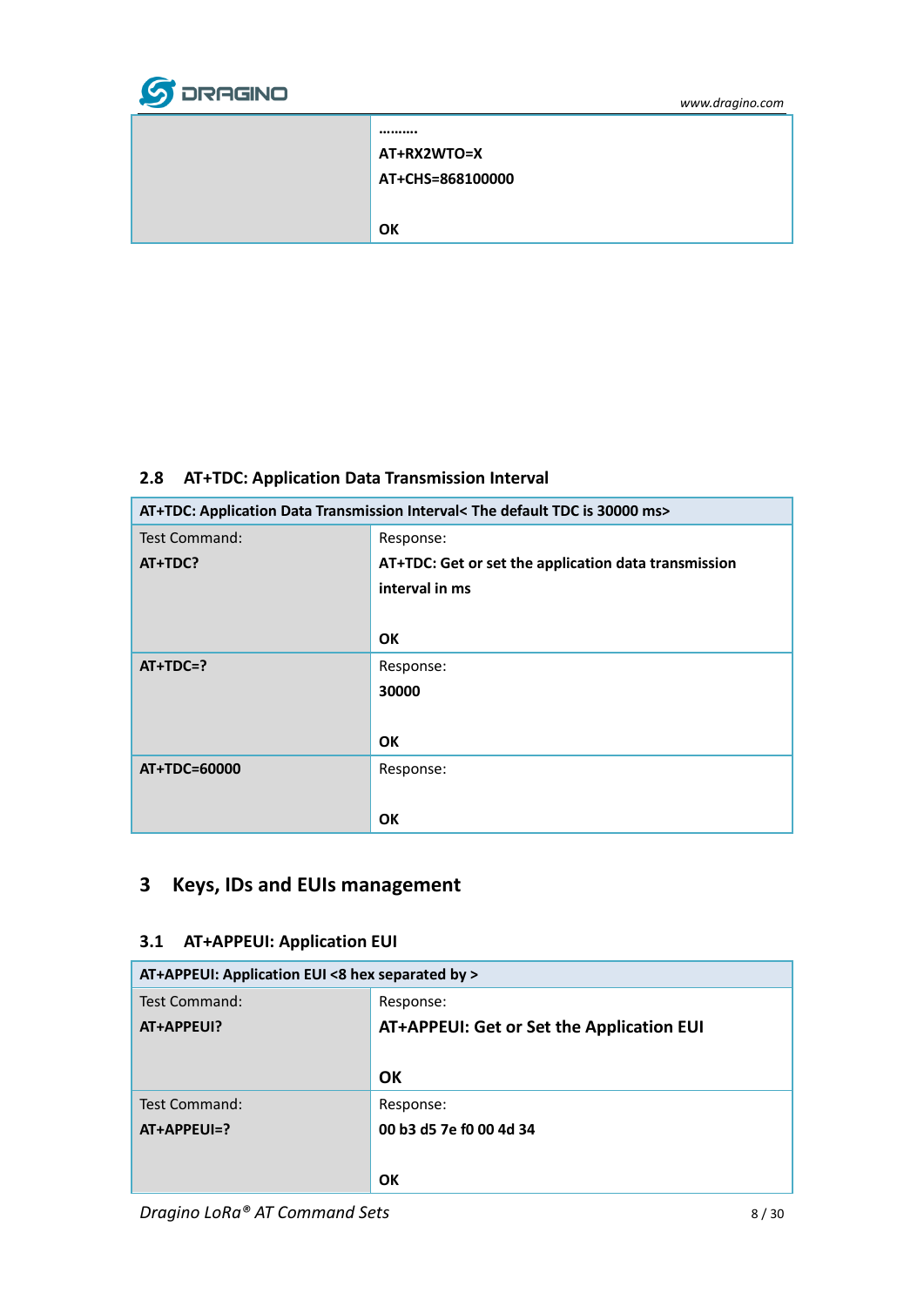| | |
|---|---|
| | ………. |
| | **AT+RX2WTO=X** |
| | **AT+CHS=868100000** |
| | |
| | **OK** |

### 2.8 AT+TDC: Application Data Transmission Interval

| **AT+TDC: Application Data Transmission Interval< The default TDC is 30000 ms>** | |
|---|---|
| Test Command: **AT+TDC?** | Response: **AT+TDC: Get or set the application data transmission interval in ms** <br><br> **OK** |
| **AT+TDC=?** | Response: **30000** <br><br> **OK** |
| **AT+TDC=60000** | Response: <br><br> **OK** |

# 3 Keys, IDs and EUIs management

### 3.1 AT+APPEUI: Application EUI

| **AT+APPEUI: Application EUI <8 hex separated by >** | |
|---|---|
| Test Command: **AT+APPEUI?** | Response: **AT+APPEUI: Get or Set the Application EUI** <br><br> **OK** |
| Test Command: **AT+APPEUI=?** | Response: **00 b3 d5 7e f0 00 4d 34** <br><br> **OK** |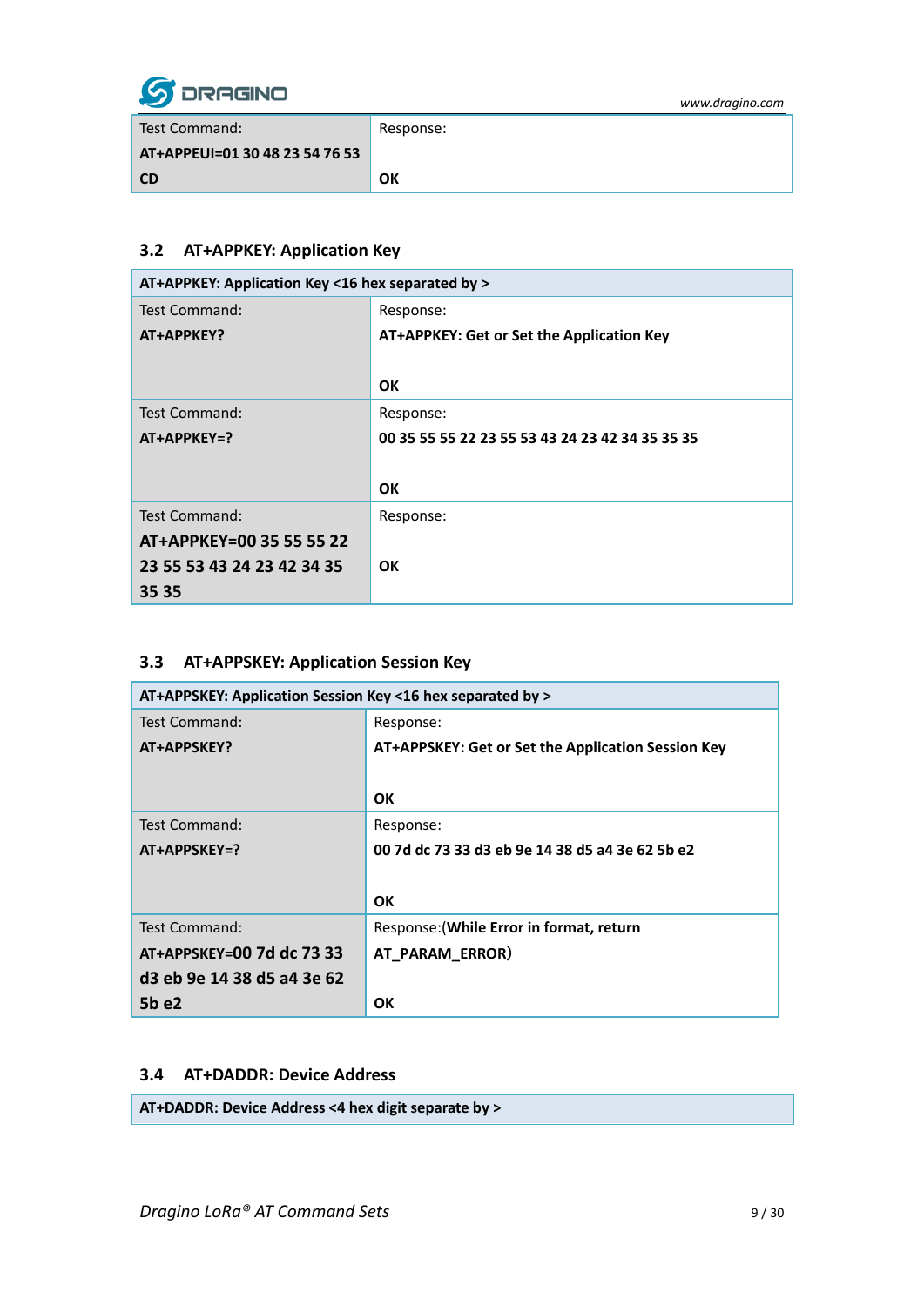| Test Command: **AT+APPEUI=01 30 48 23 54 76 53 CD** | Response: **OK** |
|---|---|

### 3.2 AT+APPKEY: Application Key

| **AT+APPKEY: Application Key <16 hex separated by >** | |
|---|---|
| Test Command: **AT+APPKEY?** | Response: **AT+APPKEY: Get or Set the Application Key** **OK** |
| Test Command: **AT+APPKEY=?** | Response: **00 35 55 55 22 23 55 53 43 24 23 42 34 35 35 35** **OK** |
| Test Command: **AT+APPKEY=00 35 55 55 22 23 55 53 43 24 23 42 34 35 35 35** | Response: **OK** |

### 3.3 AT+APPSKEY: Application Session Key

| **AT+APPSKEY: Application Session Key <16 hex separated by >** | |
|---|---|
| Test Command: **AT+APPSKEY?** | Response: **AT+APPSKEY: Get or Set the Application Session Key** **OK** |
| Test Command: **AT+APPSKEY=?** | Response: **00 7d dc 73 33 d3 eb 9e 14 38 d5 a4 3e 62 5b e2** **OK** |
| Test Command: **AT+APPSKEY=00 7d dc 73 33 d3 eb 9e 14 38 d5 a4 3e 62 5b e2** | Response:(**While Error in format, return AT_PARAM_ERROR**) **OK** |

### 3.4 AT+DADDR: Device Address

| **AT+DADDR: Device Address <4 hex digit separate by >** |
|---|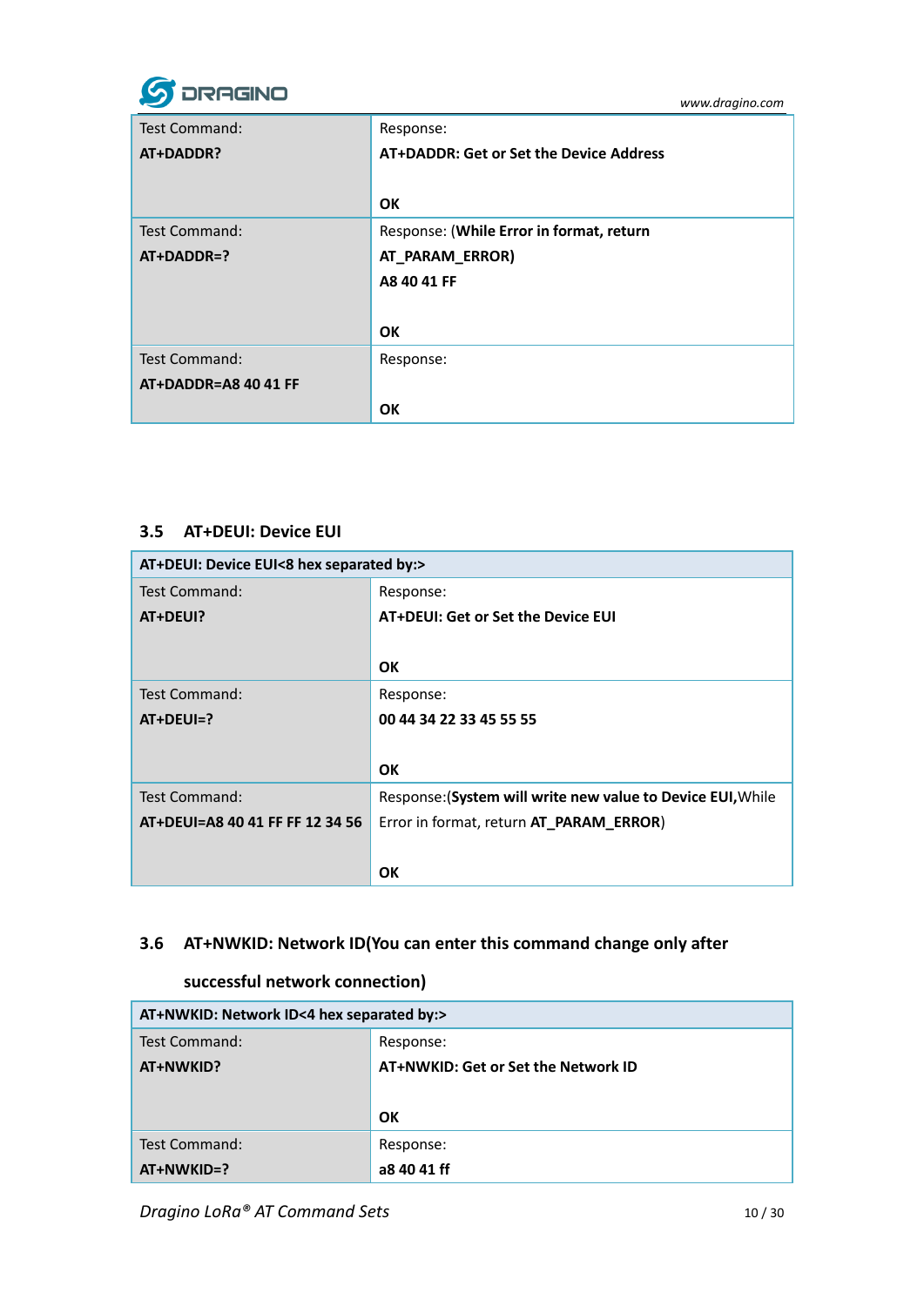| Test Command:<br>**AT+DADDR?** | Response:<br>**AT+DADDR: Get or Set the Device Address**<br><br>**OK** |
|---|---|
| Test Command:<br>**AT+DADDR=?** | Response: (**While Error in format, return AT_PARAM_ERROR)**<br>**A8 40 41 FF**<br><br>**OK** |
| Test Command:<br>**AT+DADDR=A8 40 41 FF** | Response:<br><br>**OK** |

### 3.5 AT+DEUI: Device EUI

| **AT+DEUI: Device EUI<8 hex separated by:>** | |
|---|---|
| Test Command:<br>**AT+DEUI?** | Response:<br>**AT+DEUI: Get or Set the Device EUI**<br><br>**OK** |
| Test Command:<br>**AT+DEUI=?** | Response:<br>**00 44 34 22 33 45 55 55**<br><br>**OK** |
| Test Command:<br>**AT+DEUI=A8 40 41 FF FF 12 34 56** | Response:(**System will write new value to Device EUI,**While Error in format, return **AT_PARAM_ERROR**)<br><br>**OK** |

### 3.6 AT+NWKID: Network ID(You can enter this command change only after successful network connection)

| **AT+NWKID: Network ID<4 hex separated by:>** | |
|---|---|
| Test Command:<br>**AT+NWKID?** | Response:<br>**AT+NWKID: Get or Set the Network ID**<br><br>**OK** |
| Test Command:<br>**AT+NWKID=?** | Response:<br>**a8 40 41 ff** |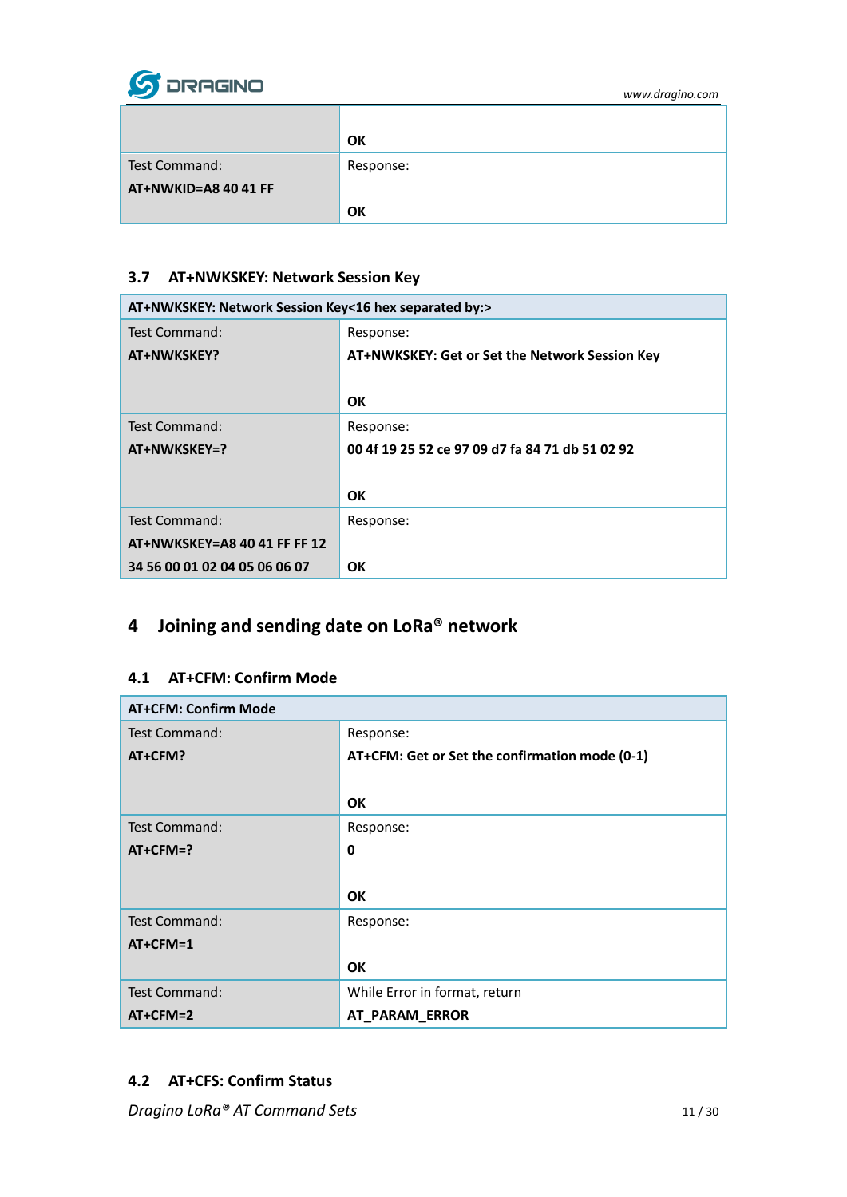| | |
|---|---|
| | **OK** |
| Test Command:<br>**AT+NWKID=A8 40 41 FF** | Response:<br><br>**OK** |

### 3.7 AT+NWKSKEY: Network Session Key

| **AT+NWKSKEY: Network Session Key<16 hex separated by:>** | |
|---|---|
| Test Command:<br>**AT+NWKSKEY?** | Response:<br>**AT+NWKSKEY: Get or Set the Network Session Key**<br><br>**OK** |
| Test Command:<br>**AT+NWKSKEY=?** | Response:<br>**00 4f 19 25 52 ce 97 09 d7 fa 84 71 db 51 02 92**<br><br>**OK** |
| Test Command:<br>**AT+NWKSKEY=A8 40 41 FF FF 12 34 56 00 01 02 04 05 06 06 07** | Response:<br><br>**OK** |

# 4 Joining and sending date on LoRa® network

### 4.1 AT+CFM: Confirm Mode

| **AT+CFM: Confirm Mode** | |
|---|---|
| Test Command:<br>**AT+CFM?** | Response:<br>**AT+CFM: Get or Set the confirmation mode (0-1)**<br><br>**OK** |
| Test Command:<br>**AT+CFM=?** | Response:<br>**0**<br><br>**OK** |
| Test Command:<br>**AT+CFM=1** | Response:<br><br>**OK** |
| Test Command:<br>**AT+CFM=2** | While Error in format, return<br>**AT_PARAM_ERROR** |

### 4.2 AT+CFS: Confirm Status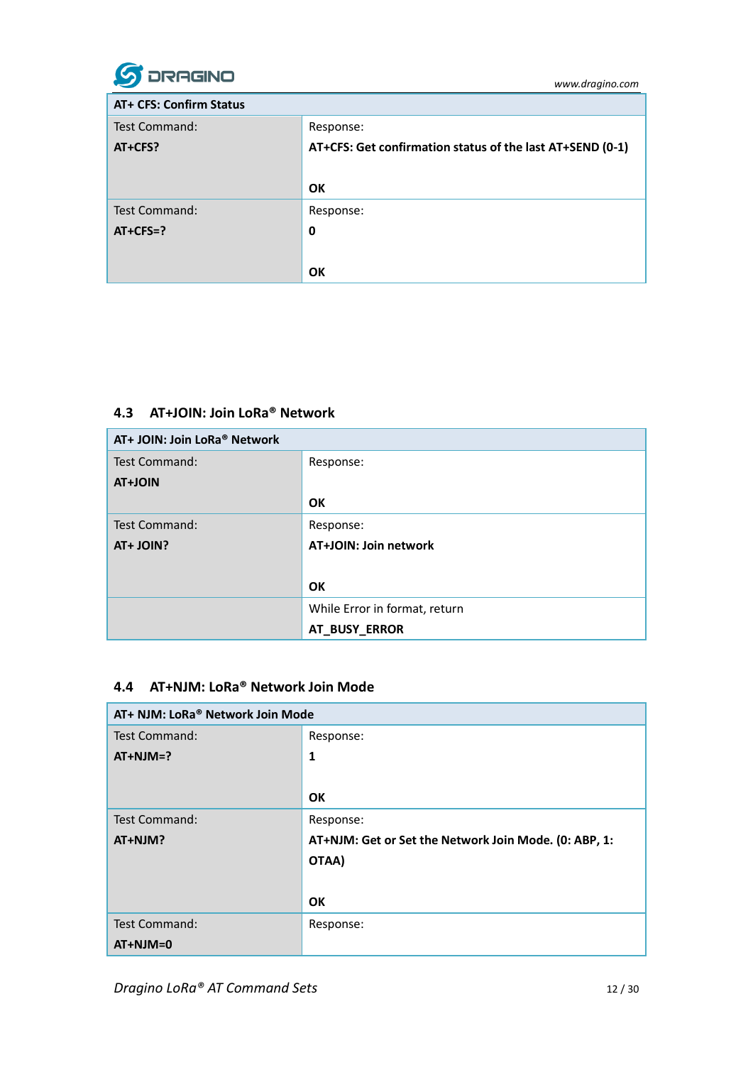| AT+ CFS: Confirm Status | |
|---|---|
| Test Command:<br>**AT+CFS?** | Response:<br>**AT+CFS: Get confirmation status of the last AT+SEND (0-1)**<br><br>**OK** |
| Test Command:<br>**AT+CFS=?** | Response:<br>**0**<br><br>**OK** |

## 4.3 AT+JOIN: Join LoRa® Network

| AT+ JOIN: Join LoRa® Network | |
|---|---|
| Test Command:<br>**AT+JOIN** | Response:<br><br>**OK** |
| Test Command:<br>**AT+ JOIN?** | Response:<br>**AT+JOIN: Join network**<br><br>**OK** |
| | While Error in format, return<br>**AT_BUSY_ERROR** |

## 4.4 AT+NJM: LoRa® Network Join Mode

| AT+ NJM: LoRa® Network Join Mode | |
|---|---|
| Test Command:<br>**AT+NJM=?** | Response:<br>**1**<br><br>**OK** |
| Test Command:<br>**AT+NJM?** | Response:<br>**AT+NJM: Get or Set the Network Join Mode. (0: ABP, 1: OTAA)**<br><br>**OK** |
| Test Command:<br>**AT+NJM=0** | Response: |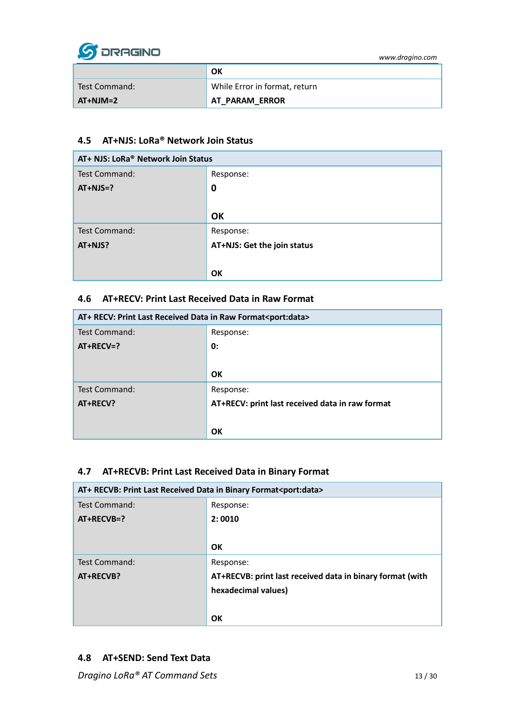| | OK |
|---|---|
| Test Command:<br>**AT+NJM=2** | While Error in format, return<br>**AT_PARAM_ERROR** |

## 4.5 AT+NJS: LoRa® Network Join Status

| AT+ NJS: LoRa® Network Join Status | |
|---|---|
| Test Command:<br>**AT+NJS=?** | Response:<br>**0**<br><br>**OK** |
| Test Command:<br>**AT+NJS?** | Response:<br>**AT+NJS: Get the join status**<br><br>**OK** |

## 4.6 AT+RECV: Print Last Received Data in Raw Format

| AT+ RECV: Print Last Received Data in Raw Format<port:data> | |
|---|---|
| Test Command:<br>**AT+RECV=?** | Response:<br>**0:**<br><br>**OK** |
| Test Command:<br>**AT+RECV?** | Response:<br>**AT+RECV: print last received data in raw format**<br><br>**OK** |

## 4.7 AT+RECVB: Print Last Received Data in Binary Format

| AT+ RECVB: Print Last Received Data in Binary Format<port:data> | |
|---|---|
| Test Command:<br>**AT+RECVB=?** | Response:<br>**2: 0010**<br><br>**OK** |
| Test Command:<br>**AT+RECVB?** | Response:<br>**AT+RECVB: print last received data in binary format (with hexadecimal values)**<br><br>**OK** |

## 4.8 AT+SEND: Send Text Data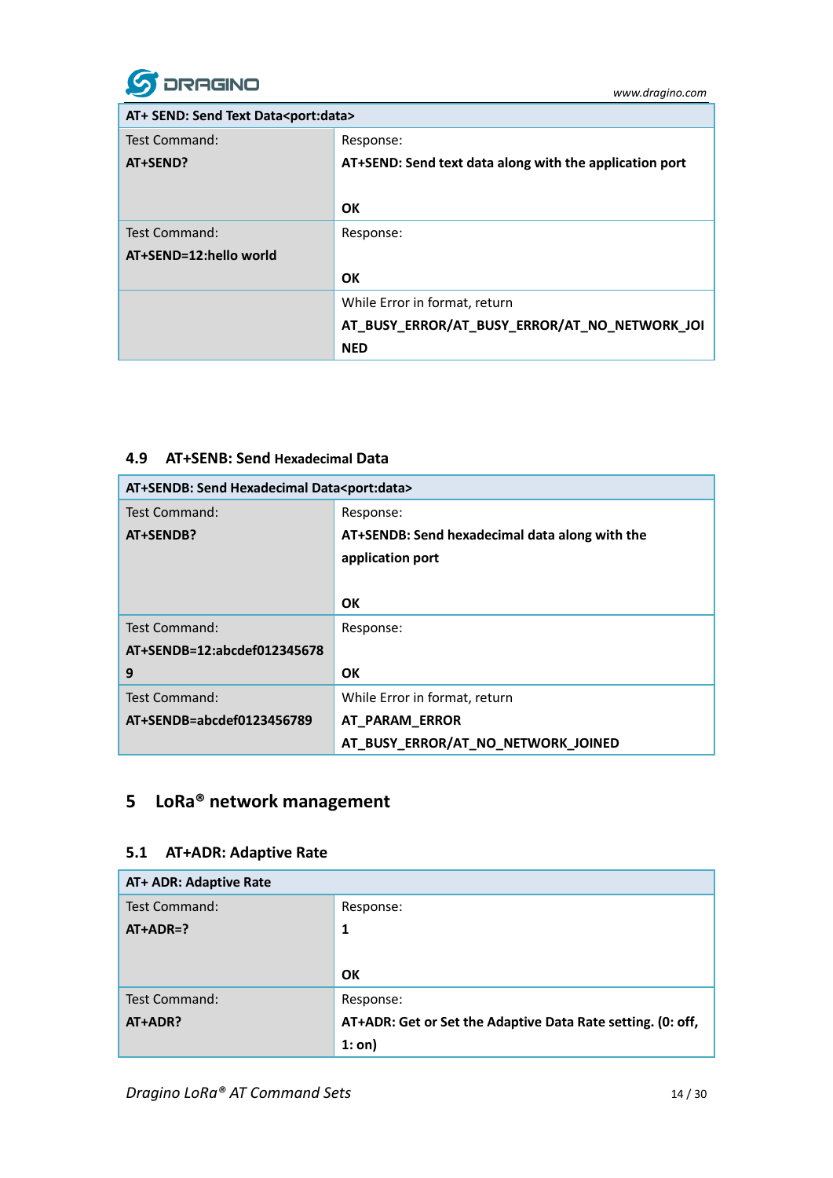| AT+ SEND: Send Text Data<port:data> | |
|---|---|
| Test Command:<br>**AT+SEND?** | Response:<br>**AT+SEND: Send text data along with the application port**<br><br>**OK** |
| Test Command:<br>**AT+SEND=12:hello world** | Response:<br><br>**OK** |
| | While Error in format, return<br>**AT_BUSY_ERROR/AT_BUSY_ERROR/AT_NO_NETWORK_JOINED** |

### 4.9 AT+SENB: Send Hexadecimal Data

| AT+SENDB: Send Hexadecimal Data<port:data> | |
|---|---|
| Test Command:<br>**AT+SENDB?** | Response:<br>**AT+SENDB: Send hexadecimal data along with the application port**<br><br>**OK** |
| Test Command:<br>**AT+SENDB=12:abcdef0123456789** | Response:<br><br>**OK** |
| Test Command:<br>**AT+SENDB=abcdef0123456789** | While Error in format, return<br>**AT_PARAM_ERROR**<br>**AT_BUSY_ERROR/AT_NO_NETWORK_JOINED** |

## 5 LoRa® network management

### 5.1 AT+ADR: Adaptive Rate

| AT+ ADR: Adaptive Rate | |
|---|---|
| Test Command:<br>**AT+ADR=?** | Response:<br>**1**<br><br>**OK** |
| Test Command:<br>**AT+ADR?** | Response:<br>**AT+ADR: Get or Set the Adaptive Data Rate setting. (0: off, 1: on)** |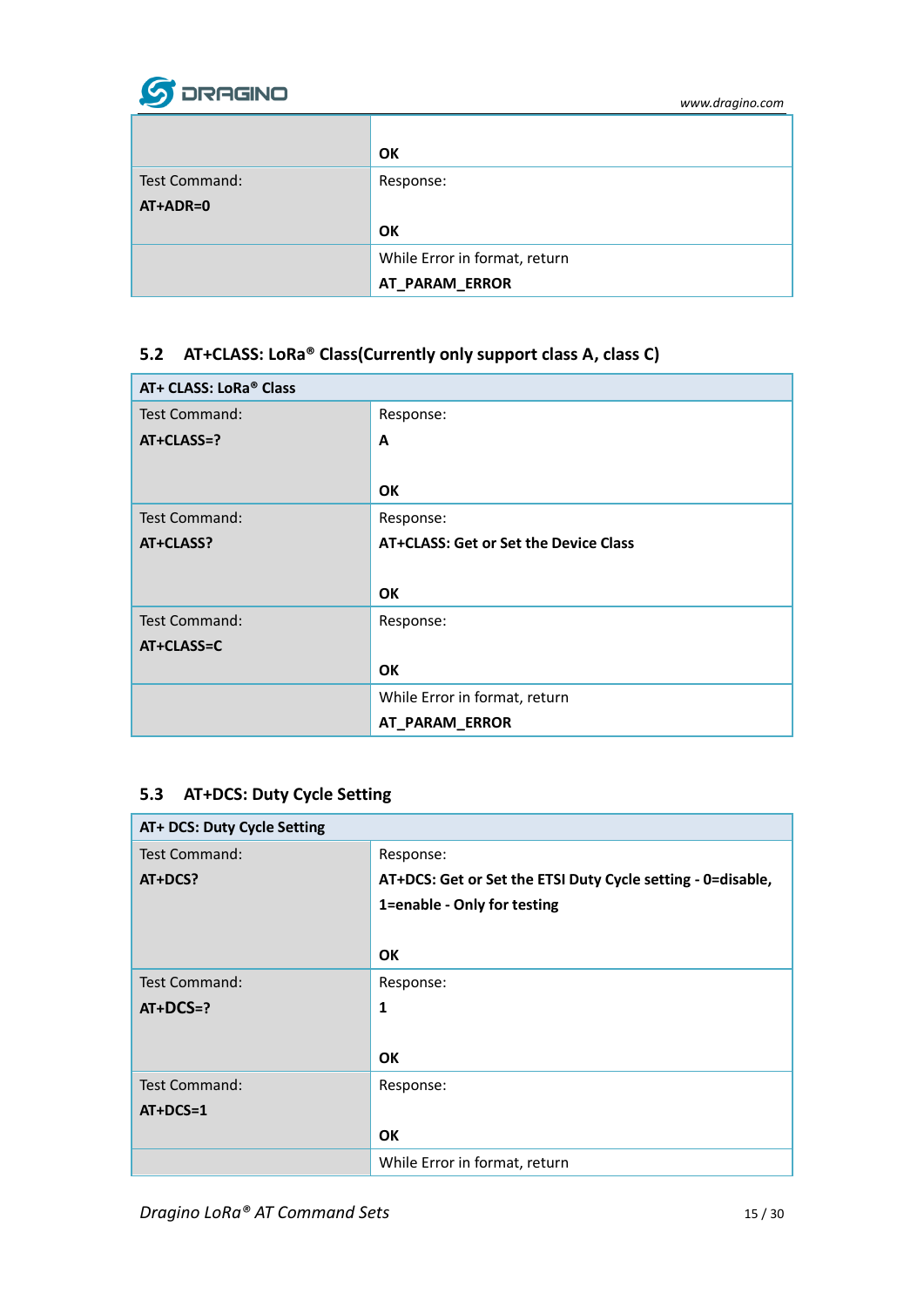| | |
|---|---|
| | **OK** |
| Test Command:<br>**AT+ADR=0** | Response:<br><br>**OK** |
| | While Error in format, return<br>**AT_PARAM_ERROR** |

### 5.2 AT+CLASS: LoRa® Class(Currently only support class A, class C)

| **AT+ CLASS: LoRa® Class** | |
|---|---|
| Test Command:<br>**AT+CLASS=?** | Response:<br>**A**<br><br>**OK** |
| Test Command:<br>**AT+CLASS?** | Response:<br>**AT+CLASS: Get or Set the Device Class**<br><br>**OK** |
| Test Command:<br>**AT+CLASS=C** | Response:<br><br>**OK** |
| | While Error in format, return<br>**AT_PARAM_ERROR** |

### 5.3 AT+DCS: Duty Cycle Setting

| **AT+ DCS: Duty Cycle Setting** | |
|---|---|
| Test Command:<br>**AT+DCS?** | Response:<br>**AT+DCS: Get or Set the ETSI Duty Cycle setting - 0=disable, 1=enable - Only for testing**<br><br>**OK** |
| Test Command:<br>**AT+DCS=?** | Response:<br>**1**<br><br>**OK** |
| Test Command:<br>**AT+DCS=1** | Response:<br><br>**OK** |
| | While Error in format, return |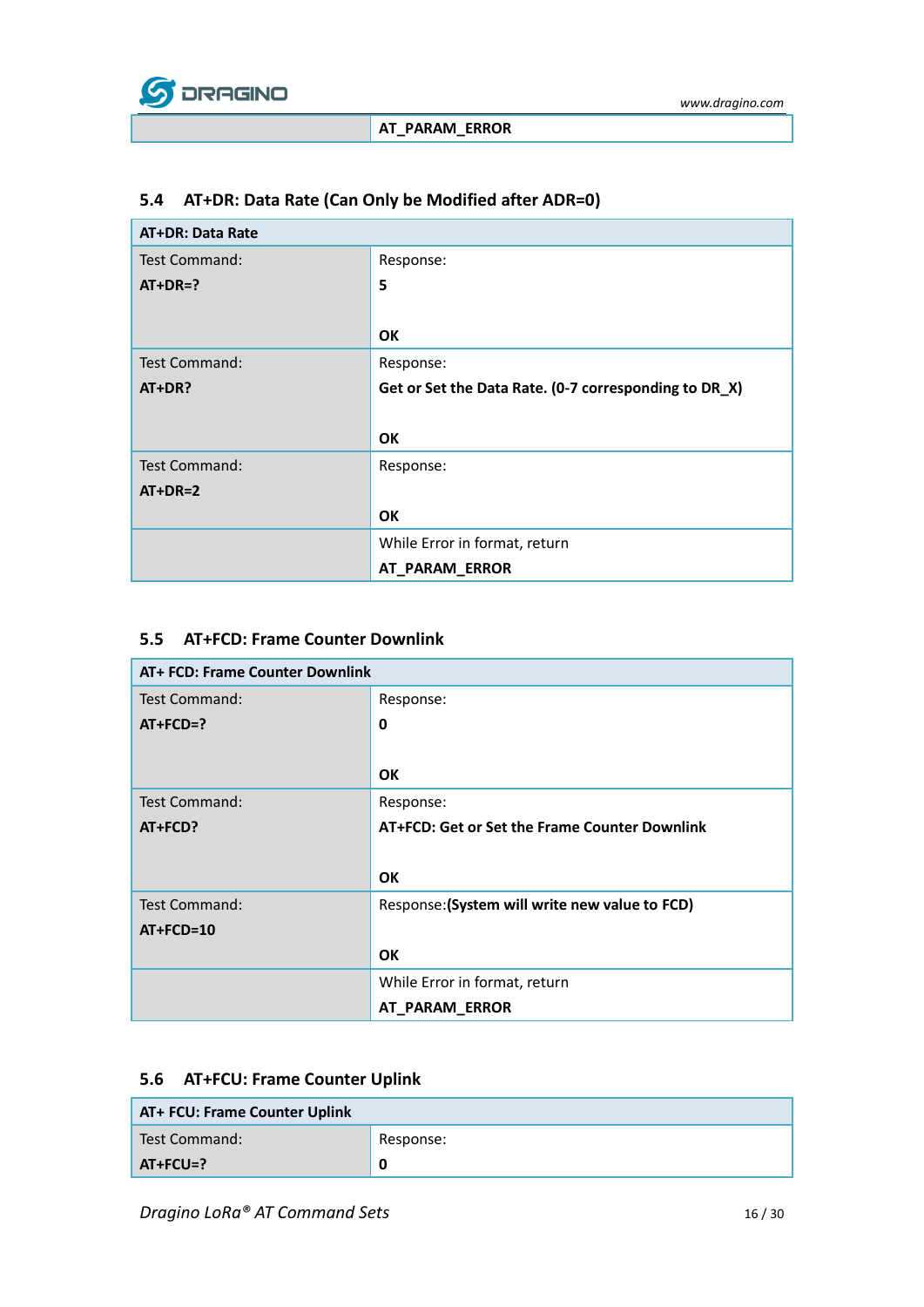| | AT_PARAM_ERROR |
|---|---|

### 5.4 AT+DR: Data Rate (Can Only be Modified after ADR=0)

| AT+DR: Data Rate | |
|---|---|
| Test Command:<br>**AT+DR=?** | Response:<br>**5**<br><br>**OK** |
| Test Command:<br>**AT+DR?** | Response:<br>**Get or Set the Data Rate. (0-7 corresponding to DR_X)**<br><br>**OK** |
| Test Command:<br>**AT+DR=2** | Response:<br><br>**OK** |
| | While Error in format, return<br>**AT_PARAM_ERROR** |

### 5.5 AT+FCD: Frame Counter Downlink

| AT+ FCD: Frame Counter Downlink | |
|---|---|
| Test Command:<br>**AT+FCD=?** | Response:<br>**0**<br><br>**OK** |
| Test Command:<br>**AT+FCD?** | Response:<br>**AT+FCD: Get or Set the Frame Counter Downlink**<br><br>**OK** |
| Test Command:<br>**AT+FCD=10** | Response:**(System will write new value to FCD)**<br><br>**OK** |
| | While Error in format, return<br>**AT_PARAM_ERROR** |

### 5.6 AT+FCU: Frame Counter Uplink

| AT+ FCU: Frame Counter Uplink | |
|---|---|
| Test Command:<br>**AT+FCU=?** | Response:<br>**0** |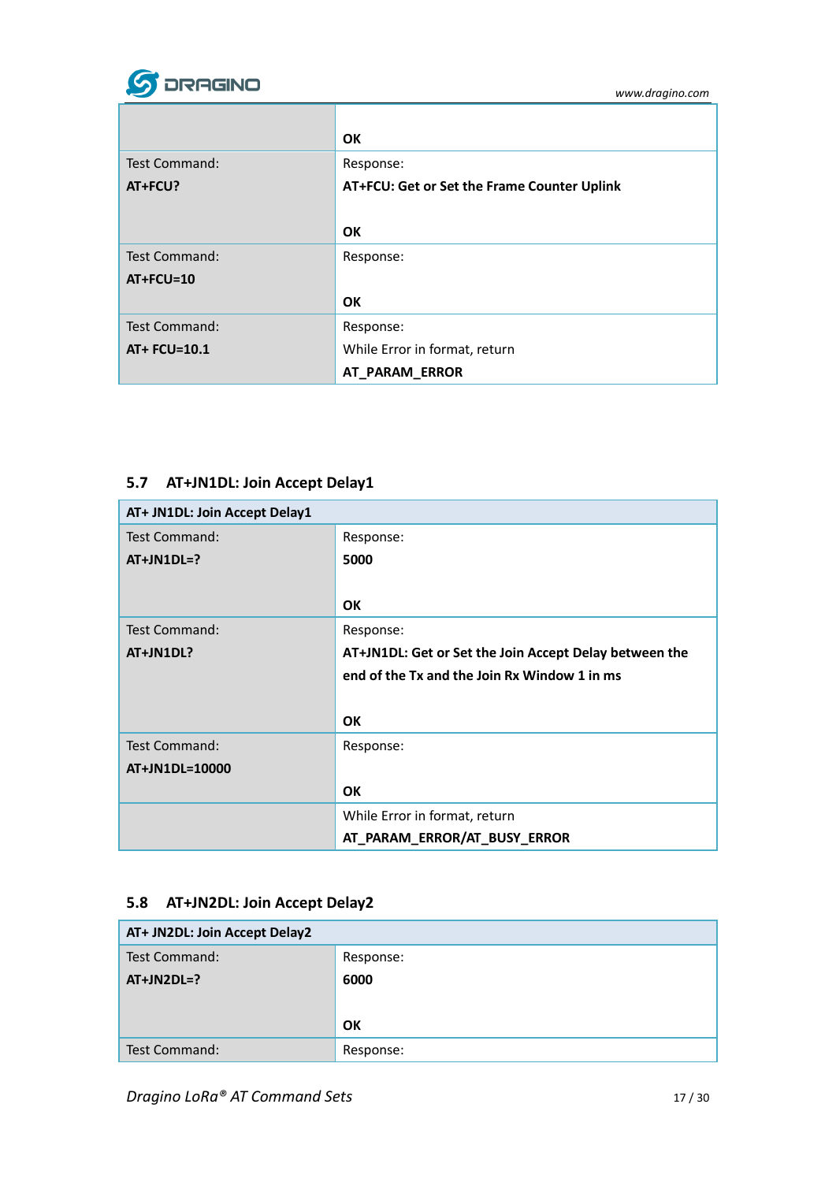| | |
|---|---|
| | **OK** |
| Test Command:<br>**AT+FCU?** | Response:<br>**AT+FCU: Get or Set the Frame Counter Uplink**<br><br>**OK** |
| Test Command:<br>**AT+FCU=10** | Response:<br><br>**OK** |
| Test Command:<br>**AT+ FCU=10.1** | Response:<br>While Error in format, return<br>**AT_PARAM_ERROR** |

## 5.7 AT+JN1DL: Join Accept Delay1

| **AT+ JN1DL: Join Accept Delay1** | |
|---|---|
| Test Command:<br>**AT+JN1DL=?** | Response:<br>**5000**<br><br>**OK** |
| Test Command:<br>**AT+JN1DL?** | Response:<br>**AT+JN1DL: Get or Set the Join Accept Delay between the end of the Tx and the Join Rx Window 1 in ms**<br><br>**OK** |
| Test Command:<br>**AT+JN1DL=10000** | Response:<br><br>**OK** |
| | While Error in format, return<br>**AT_PARAM_ERROR/AT_BUSY_ERROR** |

## 5.8 AT+JN2DL: Join Accept Delay2

| **AT+ JN2DL: Join Accept Delay2** | |
|---|---|
| Test Command:<br>**AT+JN2DL=?** | Response:<br>**6000**<br><br>**OK** |
| Test Command: | Response: |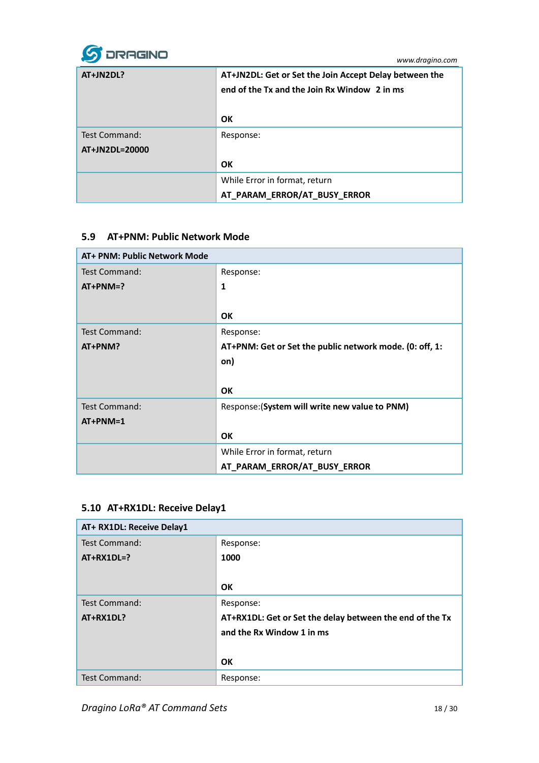| | |
|---|---|
| **AT+JN2DL?** | **AT+JN2DL: Get or Set the Join Accept Delay between the end of the Tx and the Join Rx Window 2 in ms**<br><br>**OK** |
| Test Command:<br>**AT+JN2DL=20000** | Response:<br><br>**OK** |
| | While Error in format, return<br>**AT_PARAM_ERROR/AT_BUSY_ERROR** |

## 5.9 AT+PNM: Public Network Mode

| **AT+ PNM: Public Network Mode** | |
|---|---|
| Test Command:<br>**AT+PNM=?** | Response:<br>**1**<br><br>**OK** |
| Test Command:<br>**AT+PNM?** | Response:<br>**AT+PNM: Get or Set the public network mode. (0: off, 1: on)**<br><br>**OK** |
| Test Command:<br>**AT+PNM=1** | Response:**(System will write new value to PNM)**<br><br>**OK** |
| | While Error in format, return<br>**AT_PARAM_ERROR/AT_BUSY_ERROR** |

## 5.10 AT+RX1DL: Receive Delay1

| **AT+ RX1DL: Receive Delay1** | |
|---|---|
| Test Command:<br>**AT+RX1DL=?** | Response:<br>**1000**<br><br>**OK** |
| Test Command:<br>**AT+RX1DL?** | Response:<br>**AT+RX1DL: Get or Set the delay between the end of the Tx and the Rx Window 1 in ms**<br><br>**OK** |
| Test Command: | Response: |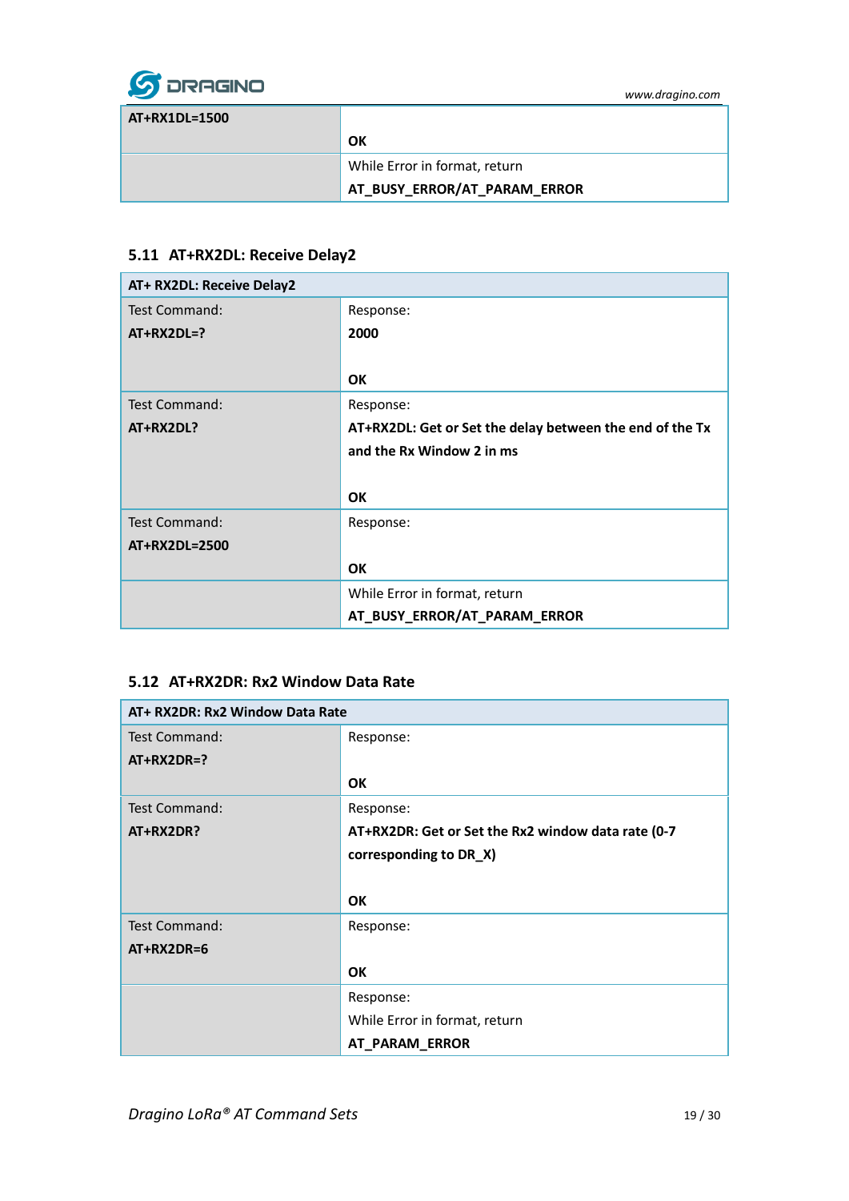| AT+RX1DL=1500 | OK |
|---|---|
| | While Error in format, return **AT_BUSY_ERROR/AT_PARAM_ERROR** |

### 5.11 AT+RX2DL: Receive Delay2

| AT+ RX2DL: Receive Delay2 | |
|---|---|
| Test Command: **AT+RX2DL=?** | Response: **2000** <br><br> **OK** |
| Test Command: **AT+RX2DL?** | Response: **AT+RX2DL: Get or Set the delay between the end of the Tx and the Rx Window 2 in ms** <br><br> **OK** |
| Test Command: **AT+RX2DL=2500** | Response: <br><br> **OK** |
| | While Error in format, return **AT_BUSY_ERROR/AT_PARAM_ERROR** |

### 5.12 AT+RX2DR: Rx2 Window Data Rate

| AT+ RX2DR: Rx2 Window Data Rate | |
|---|---|
| Test Command: **AT+RX2DR=?** | Response: <br><br> **OK** |
| Test Command: **AT+RX2DR?** | Response: **AT+RX2DR: Get or Set the Rx2 window data rate (0-7 corresponding to DR_X)** <br><br> **OK** |
| Test Command: **AT+RX2DR=6** | Response: <br><br> **OK** |
| | Response: While Error in format, return **AT_PARAM_ERROR** |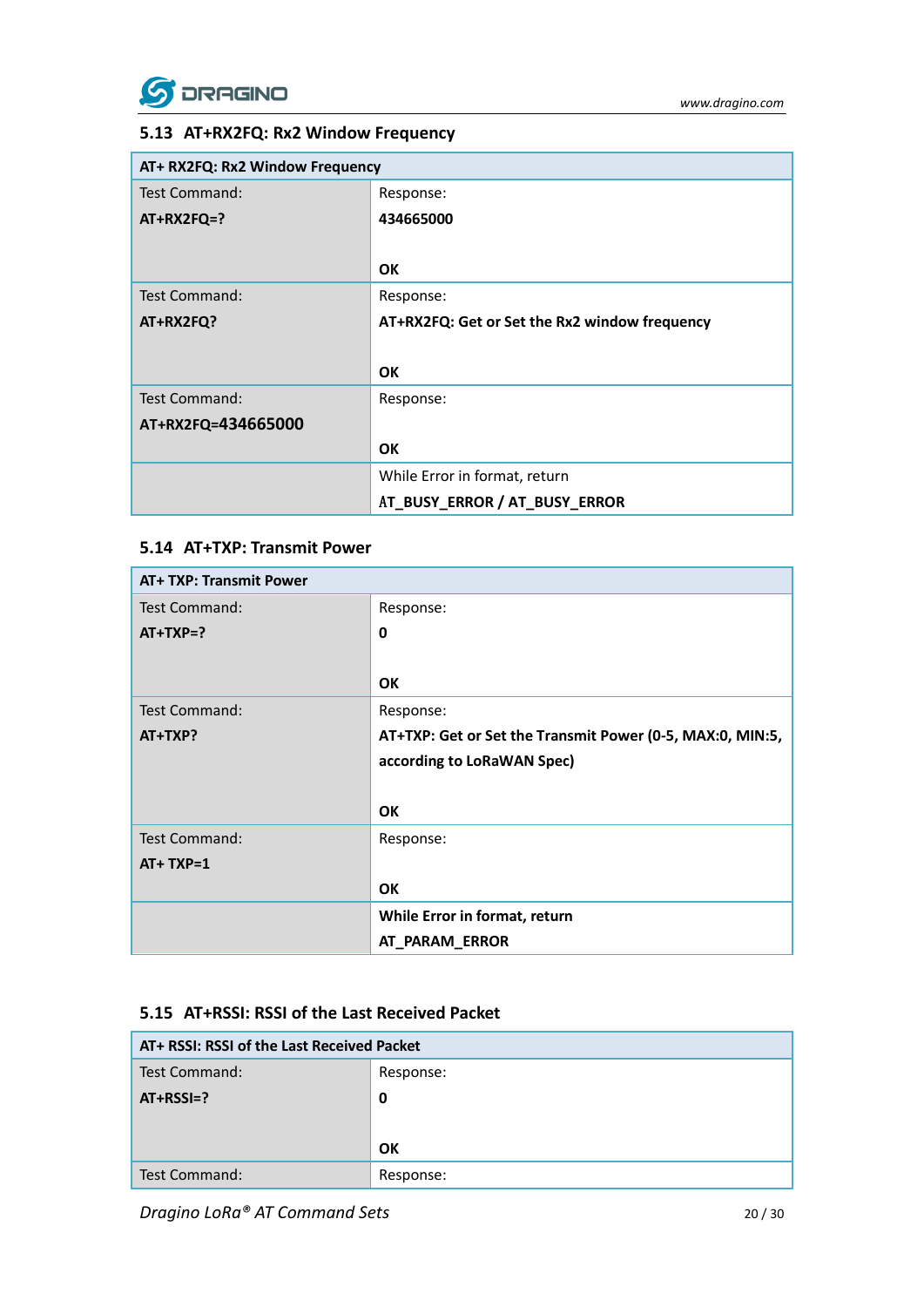### 5.13 AT+RX2FQ: Rx2 Window Frequency

| AT+ RX2FQ: Rx2 Window Frequency | |
|---|---|
| Test Command:<br>**AT+RX2FQ=?** | Response:<br>**434665000**<br><br>**OK** |
| Test Command:<br>**AT+RX2FQ?** | Response:<br>**AT+RX2FQ: Get or Set the Rx2 window frequency**<br><br>**OK** |
| Test Command:<br>**AT+RX2FQ=434665000** | Response:<br><br>**OK** |
| | While Error in format, return<br>**AT_BUSY_ERROR / AT_BUSY_ERROR** |

### 5.14 AT+TXP: Transmit Power

| AT+ TXP: Transmit Power | |
|---|---|
| Test Command:<br>**AT+TXP=?** | Response:<br>**0**<br><br>**OK** |
| Test Command:<br>**AT+TXP?** | Response:<br>**AT+TXP: Get or Set the Transmit Power (0-5, MAX:0, MIN:5, according to LoRaWAN Spec)**<br><br>**OK** |
| Test Command:<br>**AT+ TXP=1** | Response:<br><br>**OK** |
| | **While Error in format, return**<br>**AT_PARAM_ERROR** |

### 5.15 AT+RSSI: RSSI of the Last Received Packet

| AT+ RSSI: RSSI of the Last Received Packet | |
|---|---|
| Test Command:<br>**AT+RSSI=?** | Response:<br>**0**<br><br>**OK** |
| Test Command: | Response: |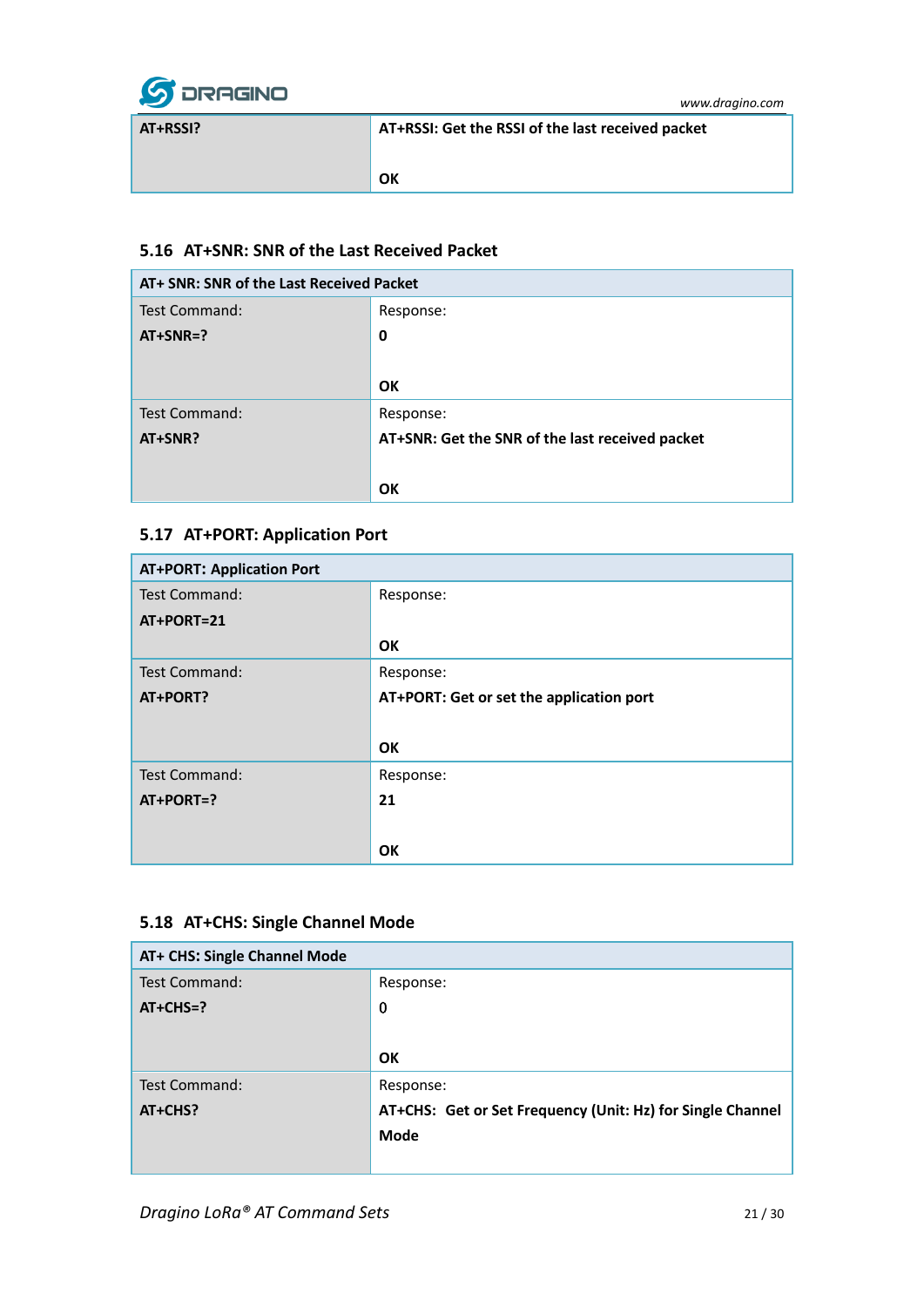| AT+RSSI? | AT+RSSI: Get the RSSI of the last received packet<br><br>**OK** |
|---|---|

### 5.16 AT+SNR: SNR of the Last Received Packet

| **AT+ SNR: SNR of the Last Received Packet** | |
|---|---|
| Test Command:<br>**AT+SNR=?** | Response:<br>**0**<br><br>**OK** |
| Test Command:<br>**AT+SNR?** | Response:<br>**AT+SNR: Get the SNR of the last received packet**<br><br>**OK** |

### 5.17 AT+PORT: Application Port

| **AT+PORT: Application Port** | |
|---|---|
| Test Command:<br>**AT+PORT=21** | Response:<br><br>**OK** |
| Test Command:<br>**AT+PORT?** | Response:<br>**AT+PORT: Get or set the application port**<br><br>**OK** |
| Test Command:<br>**AT+PORT=?** | Response:<br>**21**<br><br>**OK** |

### 5.18 AT+CHS: Single Channel Mode

| **AT+ CHS: Single Channel Mode** | |
|---|---|
| Test Command:<br>**AT+CHS=?** | Response:<br>0<br><br>**OK** |
| Test Command:<br>**AT+CHS?** | Response:<br>**AT+CHS: Get or Set Frequency (Unit: Hz) for Single Channel Mode** |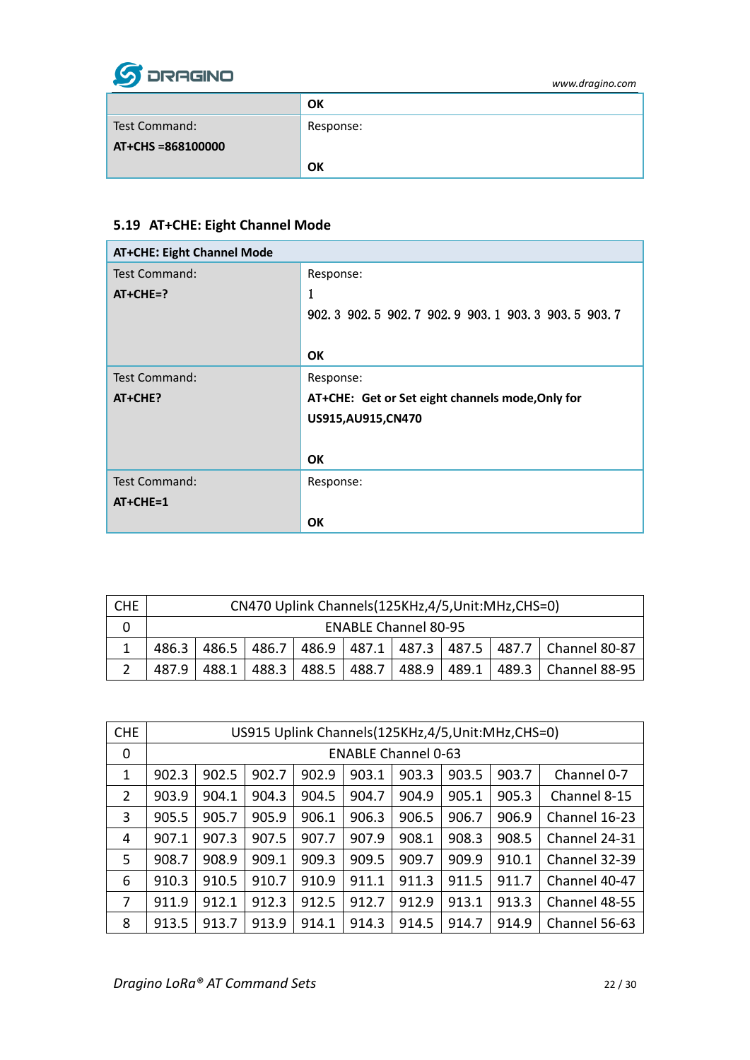| | OK |
|---|---|
| Test Command: **AT+CHS =868100000** | Response: <br><br>**OK** |

### 5.19 AT+CHE: Eight Channel Mode

| **AT+CHE: Eight Channel Mode** | |
|---|---|
| Test Command: **AT+CHE=?** | Response: <br>1<br>902. 3 902. 5 902. 7 902. 9 903. 1 903. 3 903. 5 903. 7<br><br>**OK** |
| Test Command: **AT+CHE?** | Response: <br>**AT+CHE: Get or Set eight channels mode,Only for US915,AU915,CN470**<br><br>**OK** |
| Test Command: **AT+CHE=1** | Response: <br><br>**OK** |

| CHE | CN470 Uplink Channels(125KHz,4/5,Unit:MHz,CHS=0) | | | | | | | | |
|---|---|---|---|---|---|---|---|---|---|
| 0 | ENABLE Channel 80-95 | | | | | | | | |
| 1 | 486.3 | 486.5 | 486.7 | 486.9 | 487.1 | 487.3 | 487.5 | 487.7 | Channel 80-87 |
| 2 | 487.9 | 488.1 | 488.3 | 488.5 | 488.7 | 488.9 | 489.1 | 489.3 | Channel 88-95 |

| CHE | US915 Uplink Channels(125KHz,4/5,Unit:MHz,CHS=0) | | | | | | | | |
|---|---|---|---|---|---|---|---|---|---|
| 0 | ENABLE Channel 0-63 | | | | | | | | |
| 1 | 902.3 | 902.5 | 902.7 | 902.9 | 903.1 | 903.3 | 903.5 | 903.7 | Channel 0-7 |
| 2 | 903.9 | 904.1 | 904.3 | 904.5 | 904.7 | 904.9 | 905.1 | 905.3 | Channel 8-15 |
| 3 | 905.5 | 905.7 | 905.9 | 906.1 | 906.3 | 906.5 | 906.7 | 906.9 | Channel 16-23 |
| 4 | 907.1 | 907.3 | 907.5 | 907.7 | 907.9 | 908.1 | 908.3 | 908.5 | Channel 24-31 |
| 5 | 908.7 | 908.9 | 909.1 | 909.3 | 909.5 | 909.7 | 909.9 | 910.1 | Channel 32-39 |
| 6 | 910.3 | 910.5 | 910.7 | 910.9 | 911.1 | 911.3 | 911.5 | 911.7 | Channel 40-47 |
| 7 | 911.9 | 912.1 | 912.3 | 912.5 | 912.7 | 912.9 | 913.1 | 913.3 | Channel 48-55 |
| 8 | 913.5 | 913.7 | 913.9 | 914.1 | 914.3 | 914.5 | 914.7 | 914.9 | Channel 56-63 |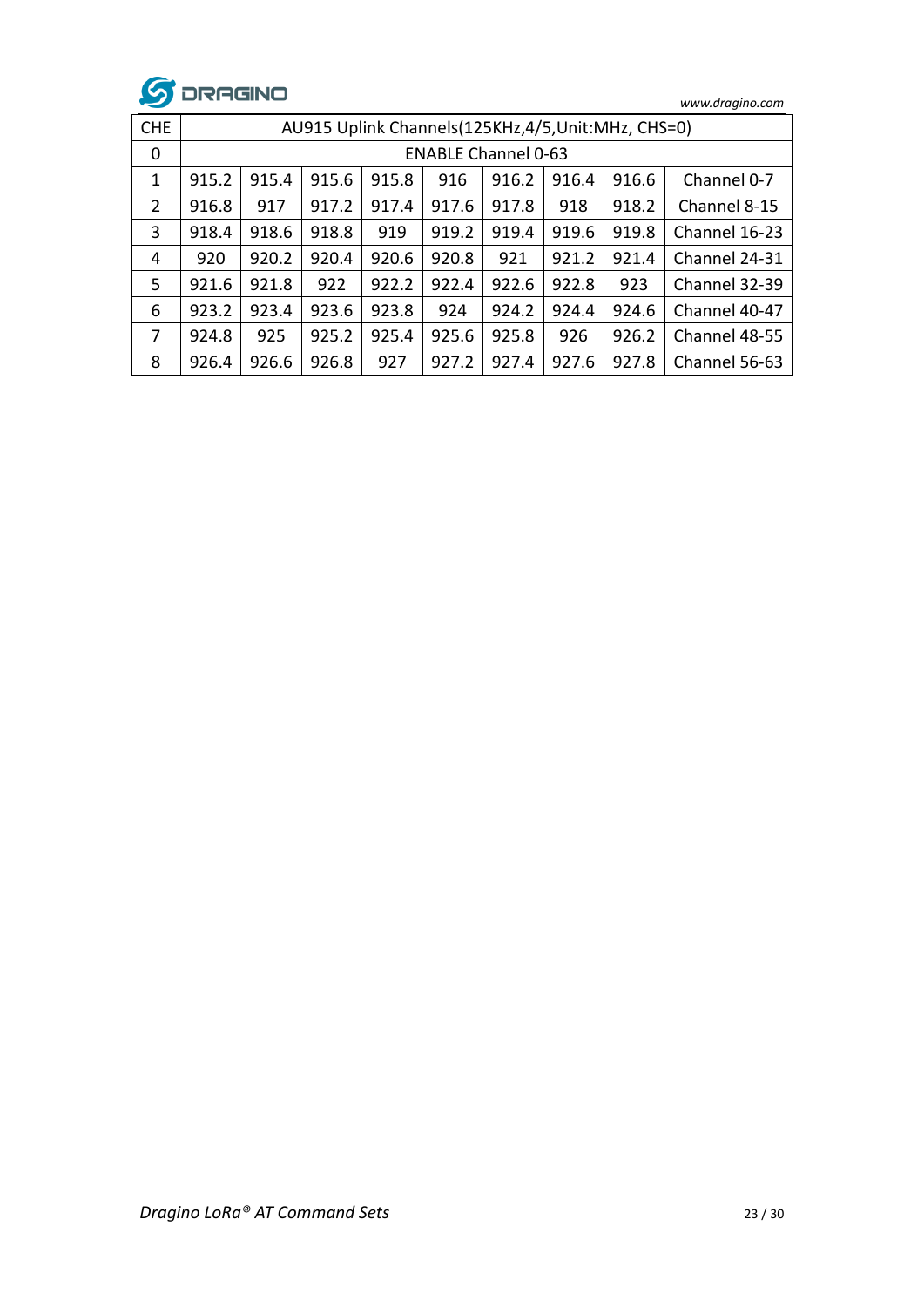| CHE | AU915 Uplink Channels(125KHz,4/5,Unit:MHz, CHS=0) | | | | | | | | |
|---|---|---|---|---|---|---|---|---|---|
| 0 | ENABLE Channel 0-63 | | | | | | | | |
| 1 | 915.2 | 915.4 | 915.6 | 915.8 | 916 | 916.2 | 916.4 | 916.6 | Channel 0-7 |
| 2 | 916.8 | 917 | 917.2 | 917.4 | 917.6 | 917.8 | 918 | 918.2 | Channel 8-15 |
| 3 | 918.4 | 918.6 | 918.8 | 919 | 919.2 | 919.4 | 919.6 | 919.8 | Channel 16-23 |
| 4 | 920 | 920.2 | 920.4 | 920.6 | 920.8 | 921 | 921.2 | 921.4 | Channel 24-31 |
| 5 | 921.6 | 921.8 | 922 | 922.2 | 922.4 | 922.6 | 922.8 | 923 | Channel 32-39 |
| 6 | 923.2 | 923.4 | 923.6 | 923.8 | 924 | 924.2 | 924.4 | 924.6 | Channel 40-47 |
| 7 | 924.8 | 925 | 925.2 | 925.4 | 925.6 | 925.8 | 926 | 926.2 | Channel 48-55 |
| 8 | 926.4 | 926.6 | 926.8 | 927 | 927.2 | 927.4 | 927.6 | 927.8 | Channel 56-63 |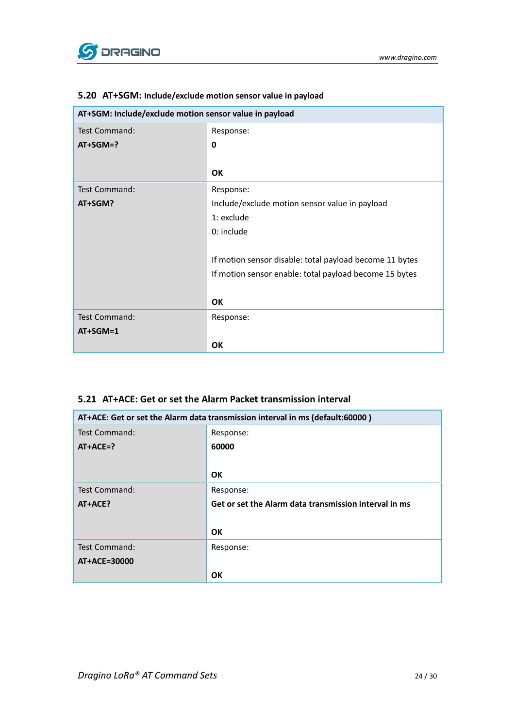### 5.20 AT+SGM: Include/exclude motion sensor value in payload

| AT+SGM: Include/exclude motion sensor value in payload | |
|---|---|
| Test Command:<br>**AT+SGM=?** | Response:<br>**0**<br><br>**OK** |
| Test Command:<br>**AT+SGM?** | Response:<br>Include/exclude motion sensor value in payload<br>1: exclude<br>0: include<br><br>If motion sensor disable: total payload become 11 bytes<br>If motion sensor enable: total payload become 15 bytes<br><br>**OK** |
| Test Command:<br>**AT+SGM=1** | Response:<br><br>**OK** |

### 5.21 AT+ACE: Get or set the Alarm Packet transmission interval

| AT+ACE: Get or set the Alarm data transmission interval in ms (default:60000 ) | |
|---|---|
| Test Command:<br>**AT+ACE=?** | Response:<br>**60000**<br><br>**OK** |
| Test Command:<br>**AT+ACE?** | Response:<br>**Get or set the Alarm data transmission interval in ms**<br><br>**OK** |
| Test Command:<br>**AT+ACE=30000** | Response:<br><br>**OK** |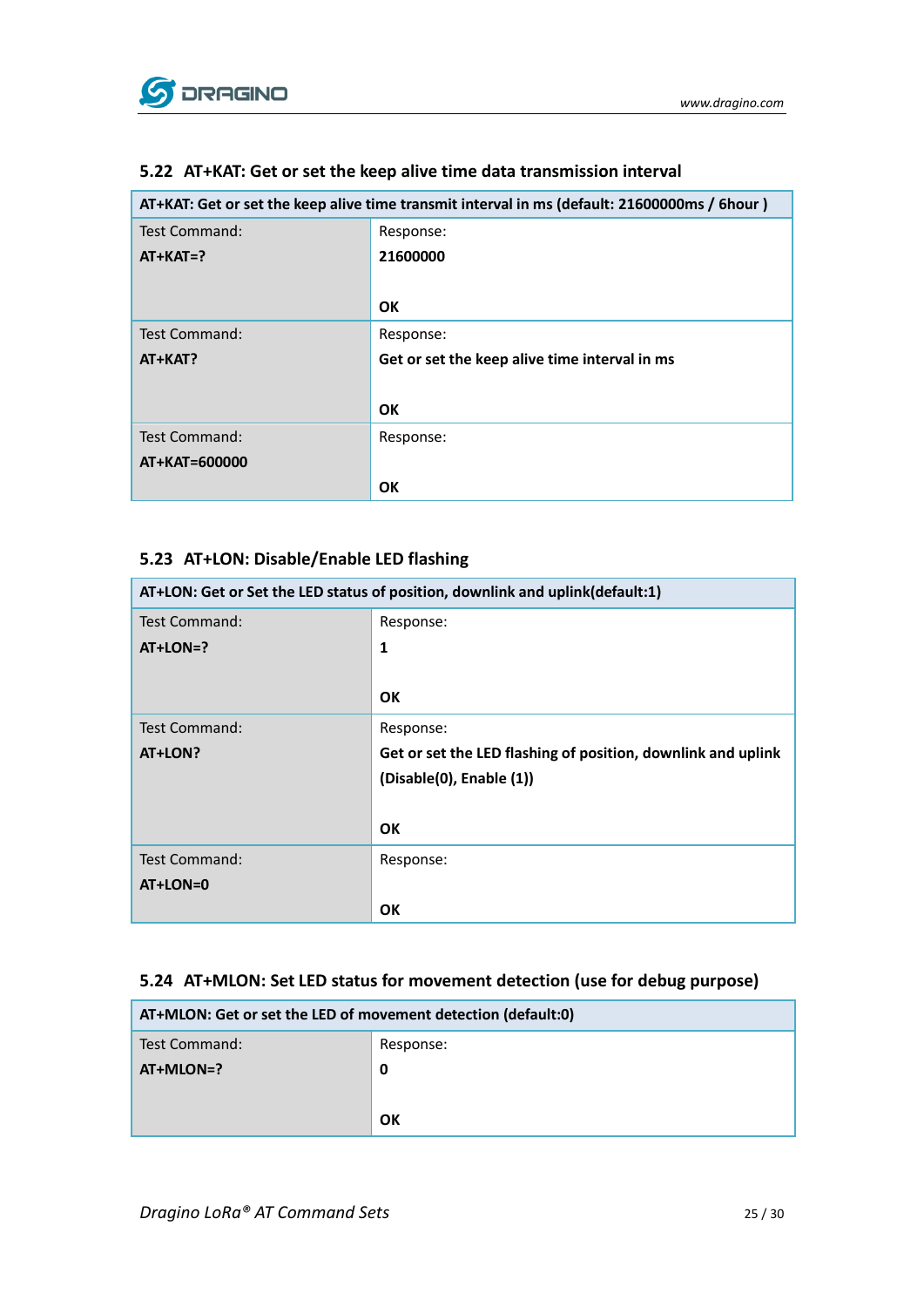### 5.22 AT+KAT: Get or set the keep alive time data transmission interval

| AT+KAT: Get or set the keep alive time transmit interval in ms (default: 21600000ms / 6hour ) | |
|---|---|
| Test Command:<br>**AT+KAT=?** | Response:<br>**21600000**<br><br>**OK** |
| Test Command:<br>**AT+KAT?** | Response:<br>**Get or set the keep alive time interval in ms**<br><br>**OK** |
| Test Command:<br>**AT+KAT=600000** | Response:<br><br>**OK** |

### 5.23 AT+LON: Disable/Enable LED flashing

| AT+LON: Get or Set the LED status of position, downlink and uplink(default:1) | |
|---|---|
| Test Command:<br>**AT+LON=?** | Response:<br>**1**<br><br>**OK** |
| Test Command:<br>**AT+LON?** | Response:<br>**Get or set the LED flashing of position, downlink and uplink (Disable(0), Enable (1))**<br><br>**OK** |
| Test Command:<br>**AT+LON=0** | Response:<br><br>**OK** |

### 5.24 AT+MLON: Set LED status for movement detection (use for debug purpose)

| AT+MLON: Get or set the LED of movement detection (default:0) | |
|---|---|
| Test Command:<br>**AT+MLON=?** | Response:<br>**0**<br><br>**OK** |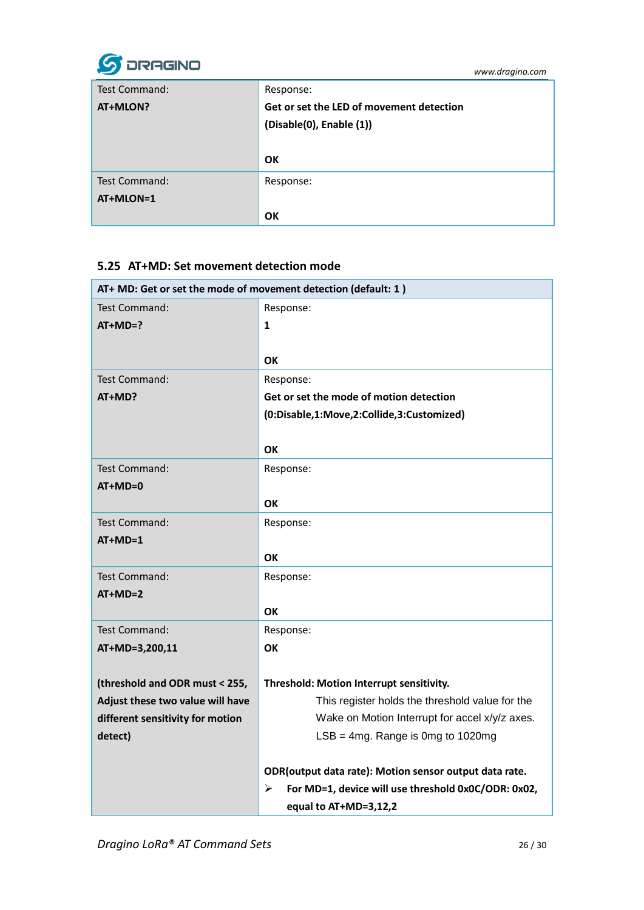| Test Command: **AT+MLON?** | Response: **Get or set the LED of movement detection (Disable(0), Enable (1))** <br><br> **OK** |
|---|---|
| Test Command: **AT+MLON=1** | Response: <br><br> **OK** |

### 5.25 AT+MD: Set movement detection mode

| **AT+ MD: Get or set the mode of movement detection (default: 1 )** | |
|---|---|
| Test Command: **AT+MD=?** | Response: **1** <br><br> **OK** |
| Test Command: **AT+MD?** | Response: **Get or set the mode of motion detection (0:Disable,1:Move,2:Collide,3:Customized)** <br><br> **OK** |
| Test Command: **AT+MD=0** | Response: <br><br> **OK** |
| Test Command: **AT+MD=1** | Response: <br><br> **OK** |
| Test Command: **AT+MD=2** | Response: <br><br> **OK** |
| Test Command: **AT+MD=3,200,11** <br><br> **(threshold and ODR must < 255, Adjust these two value will have different sensitivity for motion detect)** | Response: **OK** <br><br> **Threshold: Motion Interrupt sensitivity.** <br> This register holds the threshold value for the Wake on Motion Interrupt for accel x/y/z axes. LSB = 4mg. Range is 0mg to 1020mg <br><br> **ODR(output data rate): Motion sensor output data rate.** <br> ➢ **For MD=1, device will use threshold 0x0C/ODR: 0x02, equal to AT+MD=3,12,2** |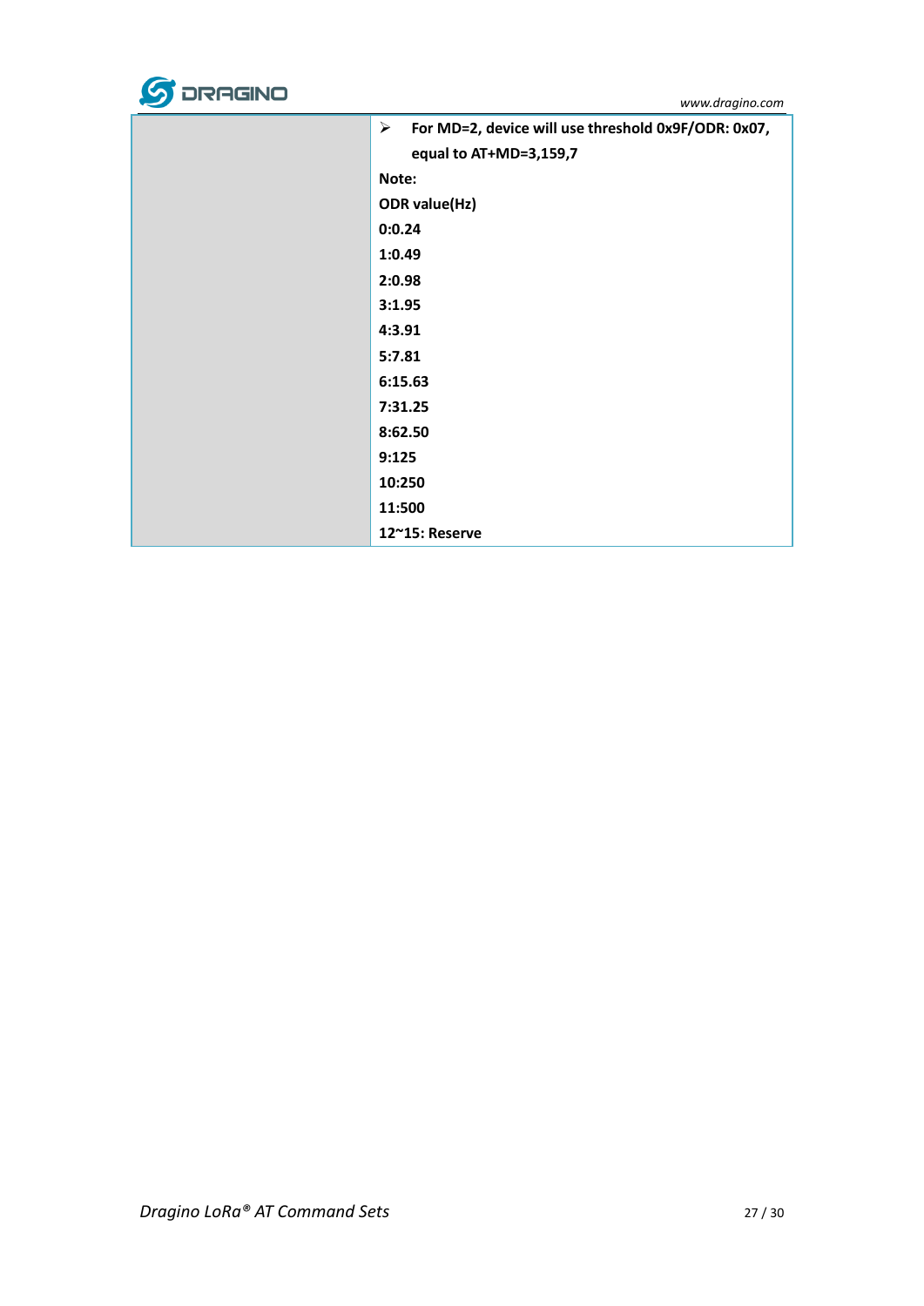| | |
|---|---|
| | ➢ For MD=2, device will use threshold 0x9F/ODR: 0x07, equal to AT+MD=3,159,7<br>Note:<br>ODR value(Hz)<br>0:0.24<br>1:0.49<br>2:0.98<br>3:1.95<br>4:3.91<br>5:7.81<br>6:15.63<br>7:31.25<br>8:62.50<br>9:125<br>10:250<br>11:500<br>12~15: Reserve |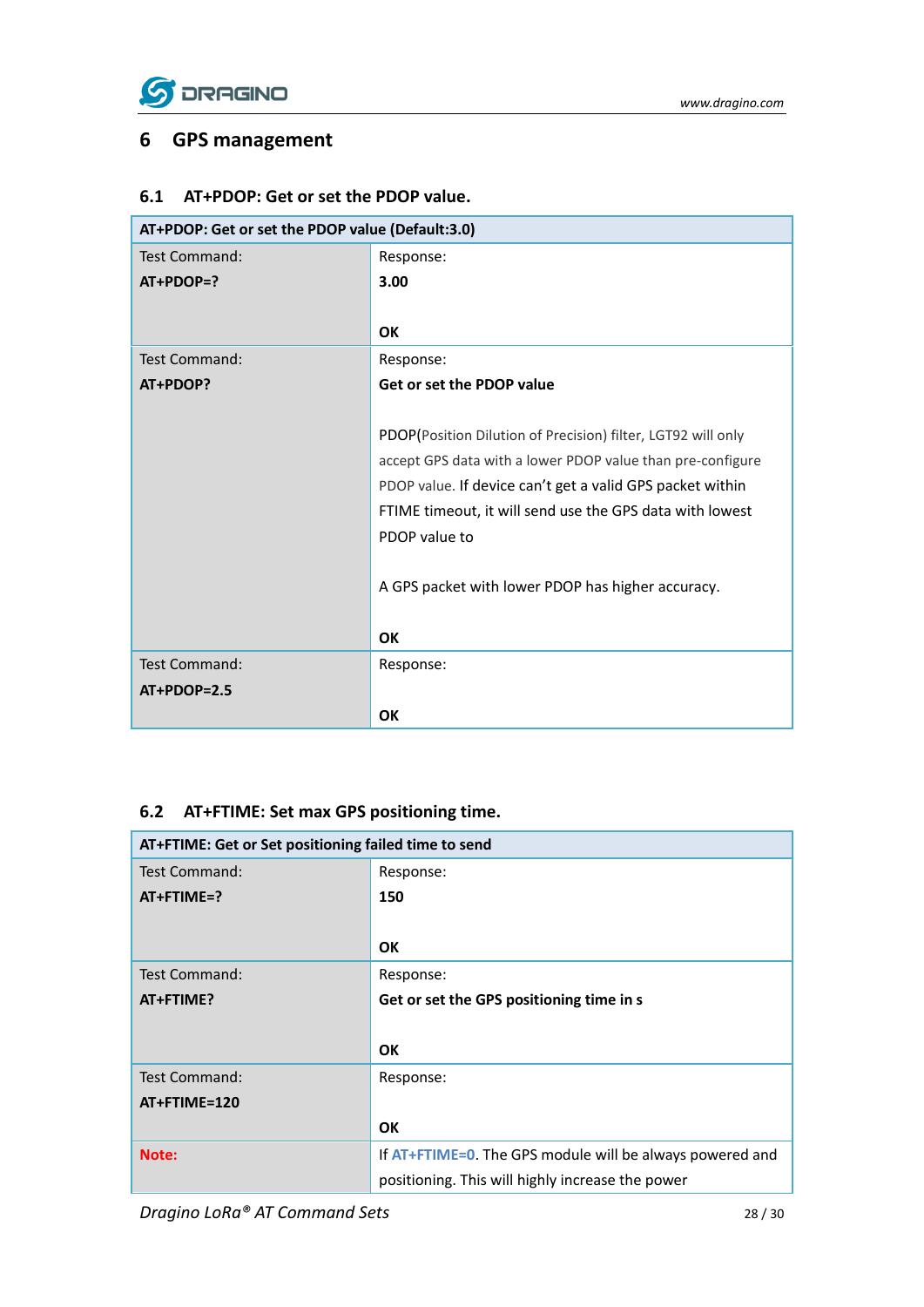# 6 GPS management

## 6.1 AT+PDOP: Get or set the PDOP value.

| AT+PDOP: Get or set the PDOP value (Default:3.0) | |
|---|---|
| Test Command:<br>**AT+PDOP=?** | Response:<br>**3.00**<br><br>**OK** |
| Test Command:<br>**AT+PDOP?** | Response:<br>**Get or set the PDOP value**<br><br>PDOP(Position Dilution of Precision) filter, LGT92 will only accept GPS data with a lower PDOP value than pre-configure PDOP value. If device can't get a valid GPS packet within FTIME timeout, it will send use the GPS data with lowest PDOP value to<br><br>A GPS packet with lower PDOP has higher accuracy.<br><br>**OK** |
| Test Command:<br>**AT+PDOP=2.5** | Response:<br><br>**OK** |

## 6.2 AT+FTIME: Set max GPS positioning time.

| AT+FTIME: Get or Set positioning failed time to send | |
|---|---|
| Test Command:<br>**AT+FTIME=?** | Response:<br>**150**<br><br>**OK** |
| Test Command:<br>**AT+FTIME?** | Response:<br>**Get or set the GPS positioning time in s**<br><br>**OK** |
| Test Command:<br>**AT+FTIME=120** | Response:<br><br>**OK** |
| **Note:** | If AT+FTIME=0. The GPS module will be always powered and positioning. This will highly increase the power |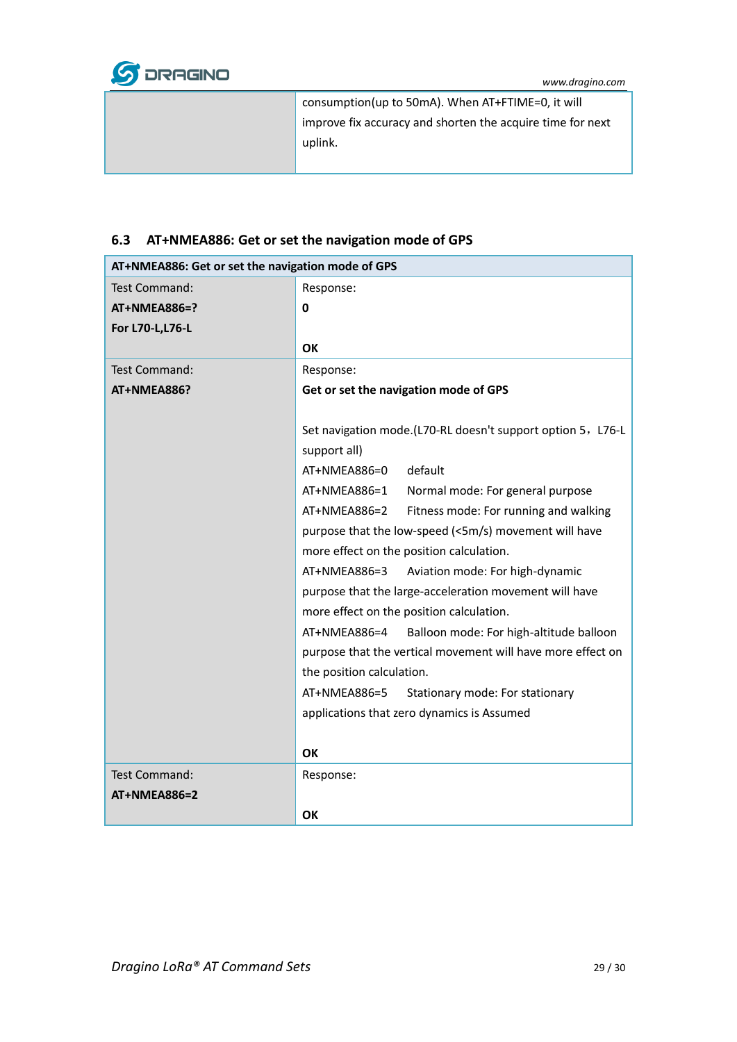| | |
|---|---|
| | consumption(up to 50mA). When AT+FTIME=0, it will improve fix accuracy and shorten the acquire time for next uplink. |

### 6.3 AT+NMEA886: Get or set the navigation mode of GPS

| **AT+NMEA886: Get or set the navigation mode of GPS** | |
|---|---|
| Test Command:<br>**AT+NMEA886=?**<br>**For L70-L,L76-L** | Response:<br>**0**<br><br>**OK** |
| Test Command:<br>**AT+NMEA886?** | Response:<br>**Get or set the navigation mode of GPS**<br><br>Set navigation mode.(L70-RL doesn't support option 5，L76-L support all)<br>AT+NMEA886=0 default<br>AT+NMEA886=1 Normal mode: For general purpose<br>AT+NMEA886=2 Fitness mode: For running and walking purpose that the low-speed (<5m/s) movement will have more effect on the position calculation.<br>AT+NMEA886=3 Aviation mode: For high-dynamic purpose that the large-acceleration movement will have more effect on the position calculation.<br>AT+NMEA886=4 Balloon mode: For high-altitude balloon purpose that the vertical movement will have more effect on the position calculation.<br>AT+NMEA886=5 Stationary mode: For stationary applications that zero dynamics is Assumed<br><br>**OK** |
| Test Command:<br>**AT+NMEA886=2** | Response:<br><br>**OK** |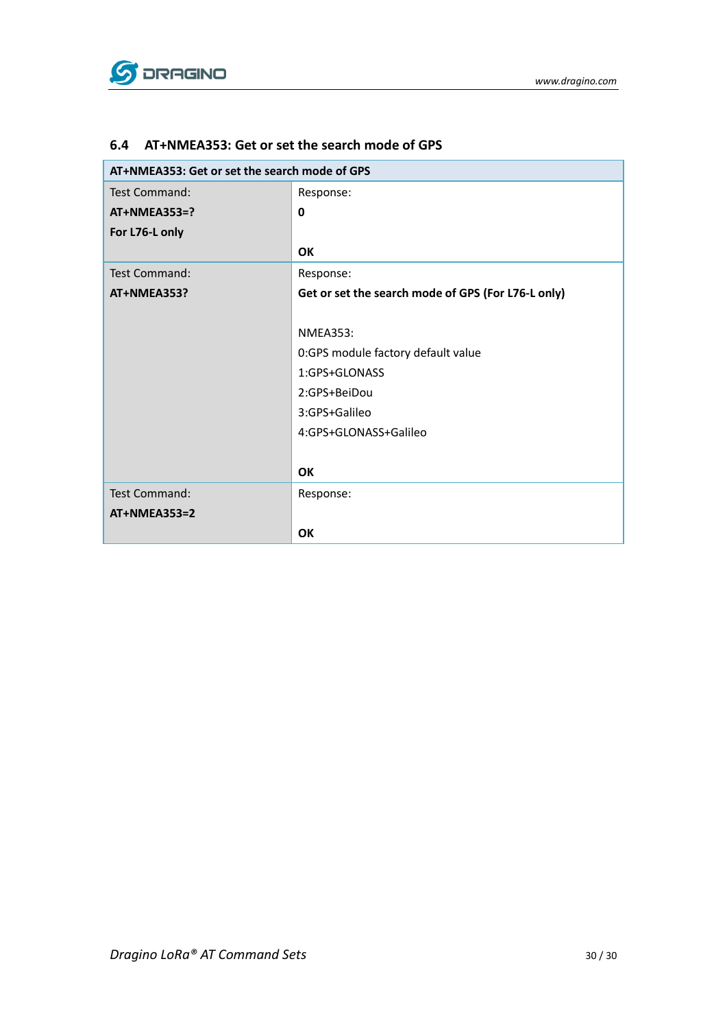## 6.4 AT+NMEA353: Get or set the search mode of GPS

| AT+NMEA353: Get or set the search mode of GPS | |
|---|---|
| Test Command:<br>**AT+NMEA353=?**<br>**For L76-L only** | Response:<br>**0**<br><br>**OK** |
| Test Command:<br>**AT+NMEA353?** | Response:<br>**Get or set the search mode of GPS (For L76-L only)**<br><br>NMEA353:<br>0:GPS module factory default value<br>1:GPS+GLONASS<br>2:GPS+BeiDou<br>3:GPS+Galileo<br>4:GPS+GLONASS+Galileo<br><br>**OK** |
| Test Command:<br>**AT+NMEA353=2** | Response:<br><br>**OK** |